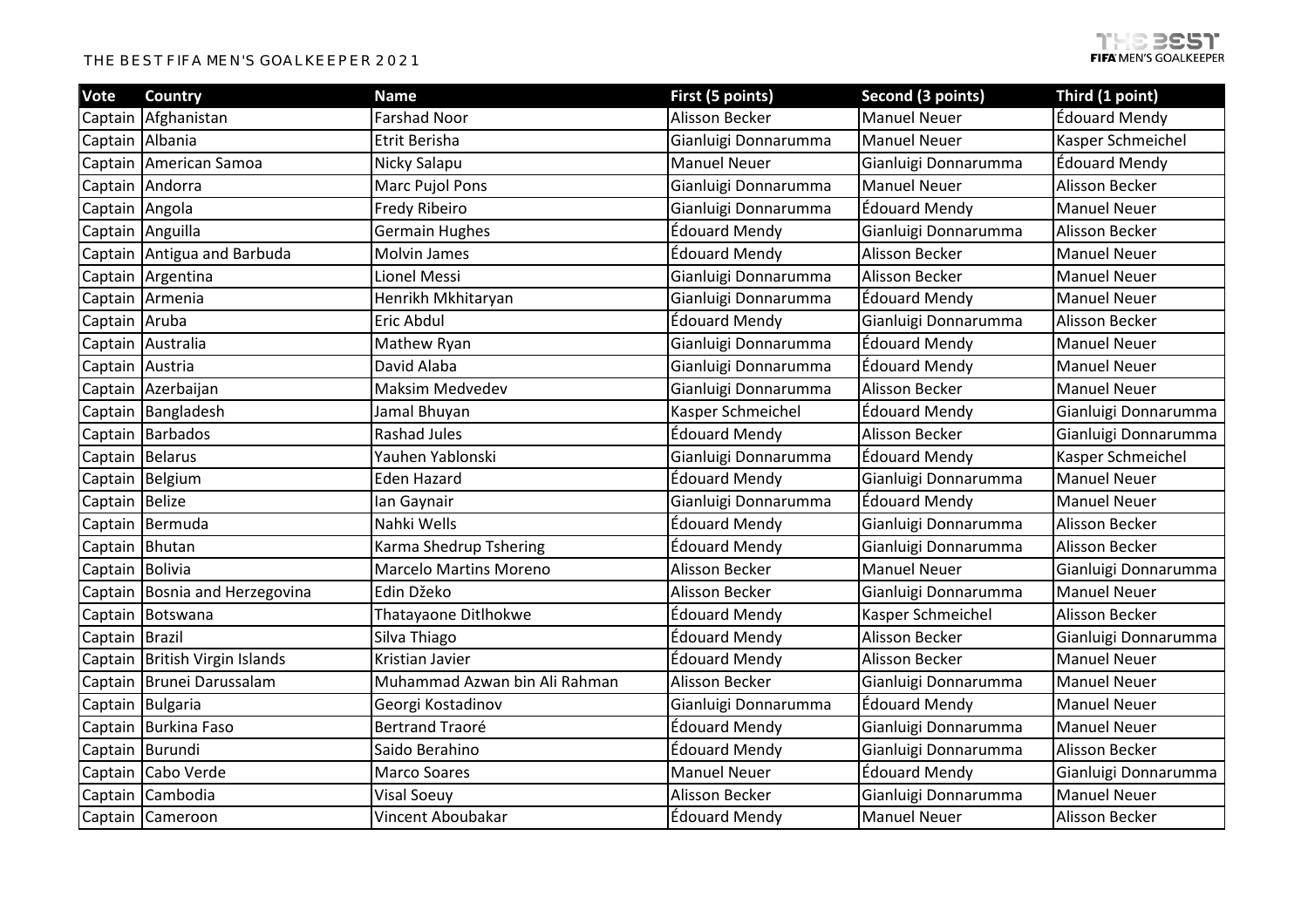# THE BEST FIFA MEN'S GOALKEEPER 2021

| Vote | Country | Name | First (5 points) | Second (3 points) | Third (1 point) |
|---|---|---|---|---|---|
| Captain | Afghanistan | Farshad Noor | Alisson Becker | Manuel Neuer | Édouard Mendy |
| Captain | Albania | Etrit Berisha | Gianluigi Donnarumma | Manuel Neuer | Kasper Schmeichel |
| Captain | American Samoa | Nicky Salapu | Manuel Neuer | Gianluigi Donnarumma | Édouard Mendy |
| Captain | Andorra | Marc Pujol Pons | Gianluigi Donnarumma | Manuel Neuer | Alisson Becker |
| Captain | Angola | Fredy Ribeiro | Gianluigi Donnarumma | Édouard Mendy | Manuel Neuer |
| Captain | Anguilla | Germain Hughes | Édouard Mendy | Gianluigi Donnarumma | Alisson Becker |
| Captain | Antigua and Barbuda | Molvin James | Édouard Mendy | Alisson Becker | Manuel Neuer |
| Captain | Argentina | Lionel Messi | Gianluigi Donnarumma | Alisson Becker | Manuel Neuer |
| Captain | Armenia | Henrikh Mkhitaryan | Gianluigi Donnarumma | Édouard Mendy | Manuel Neuer |
| Captain | Aruba | Eric Abdul | Édouard Mendy | Gianluigi Donnarumma | Alisson Becker |
| Captain | Australia | Mathew Ryan | Gianluigi Donnarumma | Édouard Mendy | Manuel Neuer |
| Captain | Austria | David Alaba | Gianluigi Donnarumma | Édouard Mendy | Manuel Neuer |
| Captain | Azerbaijan | Maksim Medvedev | Gianluigi Donnarumma | Alisson Becker | Manuel Neuer |
| Captain | Bangladesh | Jamal Bhuyan | Kasper Schmeichel | Édouard Mendy | Gianluigi Donnarumma |
| Captain | Barbados | Rashad Jules | Édouard Mendy | Alisson Becker | Gianluigi Donnarumma |
| Captain | Belarus | Yauhen Yablonski | Gianluigi Donnarumma | Édouard Mendy | Kasper Schmeichel |
| Captain | Belgium | Eden Hazard | Édouard Mendy | Gianluigi Donnarumma | Manuel Neuer |
| Captain | Belize | Ian Gaynair | Gianluigi Donnarumma | Édouard Mendy | Manuel Neuer |
| Captain | Bermuda | Nahki Wells | Édouard Mendy | Gianluigi Donnarumma | Alisson Becker |
| Captain | Bhutan | Karma Shedrup Tshering | Édouard Mendy | Gianluigi Donnarumma | Alisson Becker |
| Captain | Bolivia | Marcelo Martins Moreno | Alisson Becker | Manuel Neuer | Gianluigi Donnarumma |
| Captain | Bosnia and Herzegovina | Edin Džeko | Alisson Becker | Gianluigi Donnarumma | Manuel Neuer |
| Captain | Botswana | Thatayaone Ditlhokwe | Édouard Mendy | Kasper Schmeichel | Alisson Becker |
| Captain | Brazil | Silva Thiago | Édouard Mendy | Alisson Becker | Gianluigi Donnarumma |
| Captain | British Virgin Islands | Kristian Javier | Édouard Mendy | Alisson Becker | Manuel Neuer |
| Captain | Brunei Darussalam | Muhammad Azwan bin Ali Rahman | Alisson Becker | Gianluigi Donnarumma | Manuel Neuer |
| Captain | Bulgaria | Georgi Kostadinov | Gianluigi Donnarumma | Édouard Mendy | Manuel Neuer |
| Captain | Burkina Faso | Bertrand Traoré | Édouard Mendy | Gianluigi Donnarumma | Manuel Neuer |
| Captain | Burundi | Saido Berahino | Édouard Mendy | Gianluigi Donnarumma | Alisson Becker |
| Captain | Cabo Verde | Marco Soares | Manuel Neuer | Édouard Mendy | Gianluigi Donnarumma |
| Captain | Cambodia | Visal Soeuy | Alisson Becker | Gianluigi Donnarumma | Manuel Neuer |
| Captain | Cameroon | Vincent Aboubakar | Édouard Mendy | Manuel Neuer | Alisson Becker |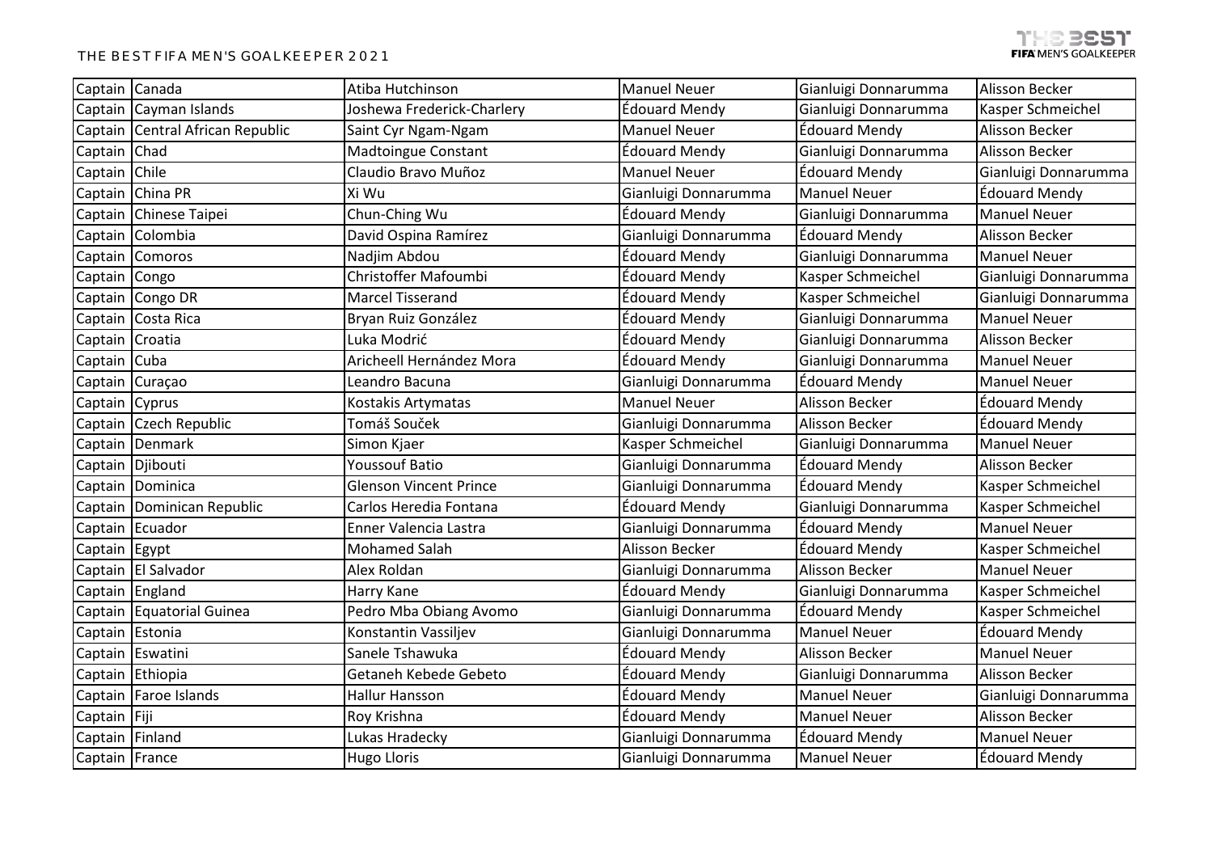| Captain | Canada | Atiba Hutchinson | Manuel Neuer | Gianluigi Donnarumma | Alisson Becker |
|---|---|---|---|---|---|
| Captain | Cayman Islands | Joshewa Frederick-Charlery | Édouard Mendy | Gianluigi Donnarumma | Kasper Schmeichel |
| Captain | Central African Republic | Saint Cyr Ngam-Ngam | Manuel Neuer | Édouard Mendy | Alisson Becker |
| Captain | Chad | Madtoingue Constant | Édouard Mendy | Gianluigi Donnarumma | Alisson Becker |
| Captain | Chile | Claudio Bravo Muñoz | Manuel Neuer | Édouard Mendy | Gianluigi Donnarumma |
| Captain | China PR | Xi Wu | Gianluigi Donnarumma | Manuel Neuer | Édouard Mendy |
| Captain | Chinese Taipei | Chun-Ching Wu | Édouard Mendy | Gianluigi Donnarumma | Manuel Neuer |
| Captain | Colombia | David Ospina Ramírez | Gianluigi Donnarumma | Édouard Mendy | Alisson Becker |
| Captain | Comoros | Nadjim Abdou | Édouard Mendy | Gianluigi Donnarumma | Manuel Neuer |
| Captain | Congo | Christoffer Mafoumbi | Édouard Mendy | Kasper Schmeichel | Gianluigi Donnarumma |
| Captain | Congo DR | Marcel Tisserand | Édouard Mendy | Kasper Schmeichel | Gianluigi Donnarumma |
| Captain | Costa Rica | Bryan Ruiz González | Édouard Mendy | Gianluigi Donnarumma | Manuel Neuer |
| Captain | Croatia | Luka Modrić | Édouard Mendy | Gianluigi Donnarumma | Alisson Becker |
| Captain | Cuba | Aricheell Hernández Mora | Édouard Mendy | Gianluigi Donnarumma | Manuel Neuer |
| Captain | Curaçao | Leandro Bacuna | Gianluigi Donnarumma | Édouard Mendy | Manuel Neuer |
| Captain | Cyprus | Kostakis Artymatas | Manuel Neuer | Alisson Becker | Édouard Mendy |
| Captain | Czech Republic | Tomáš Souček | Gianluigi Donnarumma | Alisson Becker | Édouard Mendy |
| Captain | Denmark | Simon Kjaer | Kasper Schmeichel | Gianluigi Donnarumma | Manuel Neuer |
| Captain | Djibouti | Youssouf Batio | Gianluigi Donnarumma | Édouard Mendy | Alisson Becker |
| Captain | Dominica | Glenson Vincent Prince | Gianluigi Donnarumma | Édouard Mendy | Kasper Schmeichel |
| Captain | Dominican Republic | Carlos Heredia Fontana | Édouard Mendy | Gianluigi Donnarumma | Kasper Schmeichel |
| Captain | Ecuador | Enner Valencia Lastra | Gianluigi Donnarumma | Édouard Mendy | Manuel Neuer |
| Captain | Egypt | Mohamed Salah | Alisson Becker | Édouard Mendy | Kasper Schmeichel |
| Captain | El Salvador | Alex Roldan | Gianluigi Donnarumma | Alisson Becker | Manuel Neuer |
| Captain | England | Harry Kane | Édouard Mendy | Gianluigi Donnarumma | Kasper Schmeichel |
| Captain | Equatorial Guinea | Pedro Mba Obiang Avomo | Gianluigi Donnarumma | Édouard Mendy | Kasper Schmeichel |
| Captain | Estonia | Konstantin Vassiljev | Gianluigi Donnarumma | Manuel Neuer | Édouard Mendy |
| Captain | Eswatini | Sanele Tshawuka | Édouard Mendy | Alisson Becker | Manuel Neuer |
| Captain | Ethiopia | Getaneh Kebede Gebeto | Édouard Mendy | Gianluigi Donnarumma | Alisson Becker |
| Captain | Faroe Islands | Hallur Hansson | Édouard Mendy | Manuel Neuer | Gianluigi Donnarumma |
| Captain | Fiji | Roy Krishna | Édouard Mendy | Manuel Neuer | Alisson Becker |
| Captain | Finland | Lukas Hradecky | Gianluigi Donnarumma | Édouard Mendy | Manuel Neuer |
| Captain | France | Hugo Lloris | Gianluigi Donnarumma | Manuel Neuer | Édouard Mendy |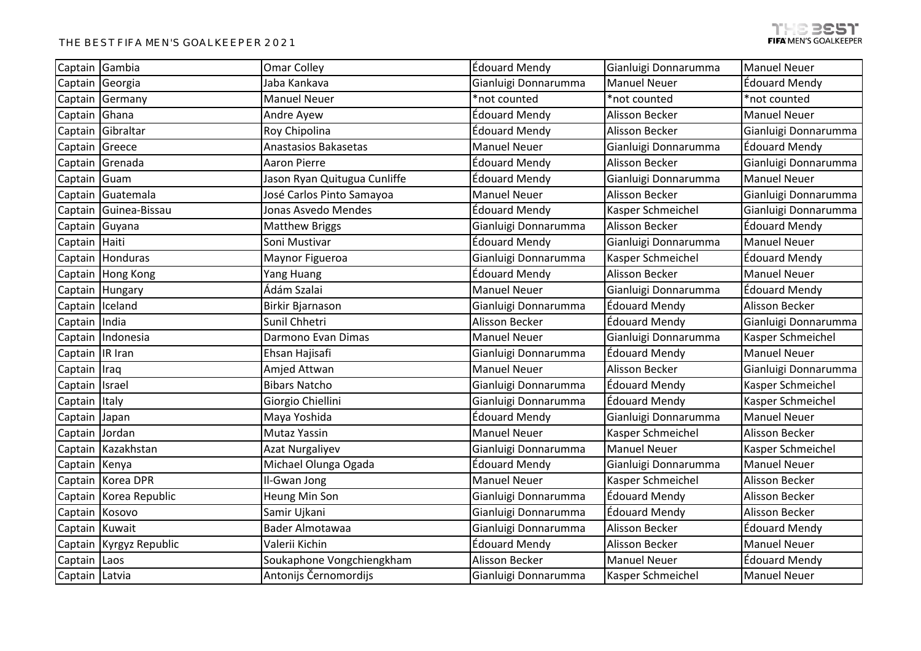| | | | | | |
|---|---|---|---|---|---|
| Captain | Gambia | Omar Colley | Édouard Mendy | Gianluigi Donnarumma | Manuel Neuer |
| Captain | Georgia | Jaba Kankava | Gianluigi Donnarumma | Manuel Neuer | Édouard Mendy |
| Captain | Germany | Manuel Neuer | *not counted | *not counted | *not counted |
| Captain | Ghana | Andre Ayew | Édouard Mendy | Alisson Becker | Manuel Neuer |
| Captain | Gibraltar | Roy Chipolina | Édouard Mendy | Alisson Becker | Gianluigi Donnarumma |
| Captain | Greece | Anastasios Bakasetas | Manuel Neuer | Gianluigi Donnarumma | Édouard Mendy |
| Captain | Grenada | Aaron Pierre | Édouard Mendy | Alisson Becker | Gianluigi Donnarumma |
| Captain | Guam | Jason Ryan Quitugua Cunliffe | Édouard Mendy | Gianluigi Donnarumma | Manuel Neuer |
| Captain | Guatemala | José Carlos Pinto Samayoa | Manuel Neuer | Alisson Becker | Gianluigi Donnarumma |
| Captain | Guinea-Bissau | Jonas Asvedo Mendes | Édouard Mendy | Kasper Schmeichel | Gianluigi Donnarumma |
| Captain | Guyana | Matthew Briggs | Gianluigi Donnarumma | Alisson Becker | Édouard Mendy |
| Captain | Haiti | Soni Mustivar | Édouard Mendy | Gianluigi Donnarumma | Manuel Neuer |
| Captain | Honduras | Maynor Figueroa | Gianluigi Donnarumma | Kasper Schmeichel | Édouard Mendy |
| Captain | Hong Kong | Yang Huang | Édouard Mendy | Alisson Becker | Manuel Neuer |
| Captain | Hungary | Ádám Szalai | Manuel Neuer | Gianluigi Donnarumma | Édouard Mendy |
| Captain | Iceland | Birkir Bjarnason | Gianluigi Donnarumma | Édouard Mendy | Alisson Becker |
| Captain | India | Sunil Chhetri | Alisson Becker | Édouard Mendy | Gianluigi Donnarumma |
| Captain | Indonesia | Darmono Evan Dimas | Manuel Neuer | Gianluigi Donnarumma | Kasper Schmeichel |
| Captain | IR Iran | Ehsan Hajisafi | Gianluigi Donnarumma | Édouard Mendy | Manuel Neuer |
| Captain | Iraq | Amjed Attwan | Manuel Neuer | Alisson Becker | Gianluigi Donnarumma |
| Captain | Israel | Bibars Natcho | Gianluigi Donnarumma | Édouard Mendy | Kasper Schmeichel |
| Captain | Italy | Giorgio Chiellini | Gianluigi Donnarumma | Édouard Mendy | Kasper Schmeichel |
| Captain | Japan | Maya Yoshida | Édouard Mendy | Gianluigi Donnarumma | Manuel Neuer |
| Captain | Jordan | Mutaz Yassin | Manuel Neuer | Kasper Schmeichel | Alisson Becker |
| Captain | Kazakhstan | Azat Nurgaliyev | Gianluigi Donnarumma | Manuel Neuer | Kasper Schmeichel |
| Captain | Kenya | Michael Olunga Ogada | Édouard Mendy | Gianluigi Donnarumma | Manuel Neuer |
| Captain | Korea DPR | Il-Gwan Jong | Manuel Neuer | Kasper Schmeichel | Alisson Becker |
| Captain | Korea Republic | Heung Min Son | Gianluigi Donnarumma | Édouard Mendy | Alisson Becker |
| Captain | Kosovo | Samir Ujkani | Gianluigi Donnarumma | Édouard Mendy | Alisson Becker |
| Captain | Kuwait | Bader Almotawaa | Gianluigi Donnarumma | Alisson Becker | Édouard Mendy |
| Captain | Kyrgyz Republic | Valerii Kichin | Édouard Mendy | Alisson Becker | Manuel Neuer |
| Captain | Laos | Soukaphone Vongchiengkham | Alisson Becker | Manuel Neuer | Édouard Mendy |
| Captain | Latvia | Antonijs Černomordijs | Gianluigi Donnarumma | Kasper Schmeichel | Manuel Neuer |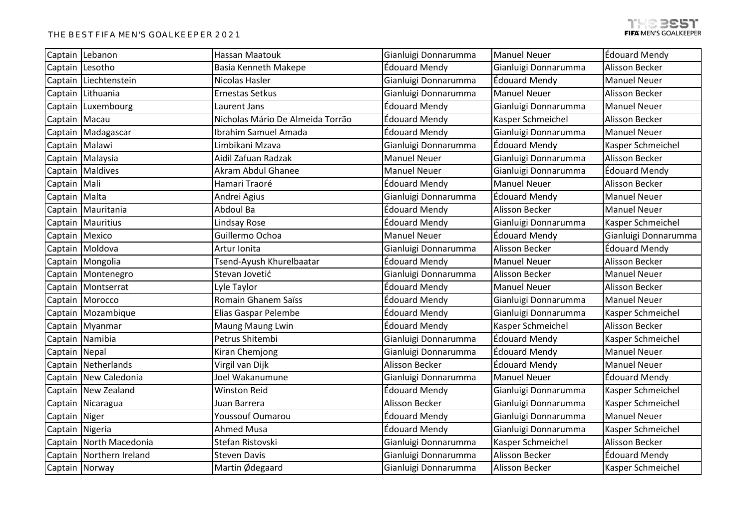| Captain | Lebanon | Hassan Maatouk | Gianluigi Donnarumma | Manuel Neuer | Édouard Mendy |
|---|---|---|---|---|---|
| Captain | Lesotho | Basia Kenneth Makepe | Édouard Mendy | Gianluigi Donnarumma | Alisson Becker |
| Captain | Liechtenstein | Nicolas Hasler | Gianluigi Donnarumma | Édouard Mendy | Manuel Neuer |
| Captain | Lithuania | Ernestas Setkus | Gianluigi Donnarumma | Manuel Neuer | Alisson Becker |
| Captain | Luxembourg | Laurent Jans | Édouard Mendy | Gianluigi Donnarumma | Manuel Neuer |
| Captain | Macau | Nicholas Mário De Almeida Torrão | Édouard Mendy | Kasper Schmeichel | Alisson Becker |
| Captain | Madagascar | Ibrahim Samuel Amada | Édouard Mendy | Gianluigi Donnarumma | Manuel Neuer |
| Captain | Malawi | Limbikani Mzava | Gianluigi Donnarumma | Édouard Mendy | Kasper Schmeichel |
| Captain | Malaysia | Aidil Zafuan Radzak | Manuel Neuer | Gianluigi Donnarumma | Alisson Becker |
| Captain | Maldives | Akram Abdul Ghanee | Manuel Neuer | Gianluigi Donnarumma | Édouard Mendy |
| Captain | Mali | Hamari Traoré | Édouard Mendy | Manuel Neuer | Alisson Becker |
| Captain | Malta | Andrei Agius | Gianluigi Donnarumma | Édouard Mendy | Manuel Neuer |
| Captain | Mauritania | Abdoul Ba | Édouard Mendy | Alisson Becker | Manuel Neuer |
| Captain | Mauritius | Lindsay Rose | Édouard Mendy | Gianluigi Donnarumma | Kasper Schmeichel |
| Captain | Mexico | Guillermo Ochoa | Manuel Neuer | Édouard Mendy | Gianluigi Donnarumma |
| Captain | Moldova | Artur Ionita | Gianluigi Donnarumma | Alisson Becker | Édouard Mendy |
| Captain | Mongolia | Tsend-Ayush Khurelbaatar | Édouard Mendy | Manuel Neuer | Alisson Becker |
| Captain | Montenegro | Stevan Jovetić | Gianluigi Donnarumma | Alisson Becker | Manuel Neuer |
| Captain | Montserrat | Lyle Taylor | Édouard Mendy | Manuel Neuer | Alisson Becker |
| Captain | Morocco | Romain Ghanem Saïss | Édouard Mendy | Gianluigi Donnarumma | Manuel Neuer |
| Captain | Mozambique | Elias Gaspar Pelembe | Édouard Mendy | Gianluigi Donnarumma | Kasper Schmeichel |
| Captain | Myanmar | Maung Maung Lwin | Édouard Mendy | Kasper Schmeichel | Alisson Becker |
| Captain | Namibia | Petrus Shitembi | Gianluigi Donnarumma | Édouard Mendy | Kasper Schmeichel |
| Captain | Nepal | Kiran Chemjong | Gianluigi Donnarumma | Édouard Mendy | Manuel Neuer |
| Captain | Netherlands | Virgil van Dijk | Alisson Becker | Édouard Mendy | Manuel Neuer |
| Captain | New Caledonia | Joel Wakanumune | Gianluigi Donnarumma | Manuel Neuer | Édouard Mendy |
| Captain | New Zealand | Winston Reid | Édouard Mendy | Gianluigi Donnarumma | Kasper Schmeichel |
| Captain | Nicaragua | Juan Barrera | Alisson Becker | Gianluigi Donnarumma | Kasper Schmeichel |
| Captain | Niger | Youssouf Oumarou | Édouard Mendy | Gianluigi Donnarumma | Manuel Neuer |
| Captain | Nigeria | Ahmed Musa | Édouard Mendy | Gianluigi Donnarumma | Kasper Schmeichel |
| Captain | North Macedonia | Stefan Ristovski | Gianluigi Donnarumma | Kasper Schmeichel | Alisson Becker |
| Captain | Northern Ireland | Steven Davis | Gianluigi Donnarumma | Alisson Becker | Édouard Mendy |
| Captain | Norway | Martin Ødegaard | Gianluigi Donnarumma | Alisson Becker | Kasper Schmeichel |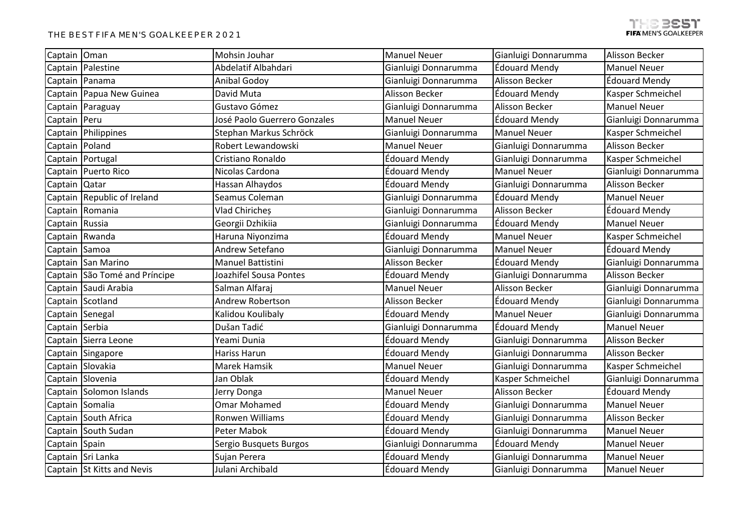| Captain | Oman | Mohsin Jouhar | Manuel Neuer | Gianluigi Donnarumma | Alisson Becker |
|---|---|---|---|---|---|
| Captain | Palestine | Abdelatif Albahdari | Gianluigi Donnarumma | Édouard Mendy | Manuel Neuer |
| Captain | Panama | Anibal Godoy | Gianluigi Donnarumma | Alisson Becker | Édouard Mendy |
| Captain | Papua New Guinea | David Muta | Alisson Becker | Édouard Mendy | Kasper Schmeichel |
| Captain | Paraguay | Gustavo Gómez | Gianluigi Donnarumma | Alisson Becker | Manuel Neuer |
| Captain | Peru | José Paolo Guerrero Gonzales | Manuel Neuer | Édouard Mendy | Gianluigi Donnarumma |
| Captain | Philippines | Stephan Markus Schröck | Gianluigi Donnarumma | Manuel Neuer | Kasper Schmeichel |
| Captain | Poland | Robert Lewandowski | Manuel Neuer | Gianluigi Donnarumma | Alisson Becker |
| Captain | Portugal | Cristiano Ronaldo | Édouard Mendy | Gianluigi Donnarumma | Kasper Schmeichel |
| Captain | Puerto Rico | Nicolas Cardona | Édouard Mendy | Manuel Neuer | Gianluigi Donnarumma |
| Captain | Qatar | Hassan Alhaydos | Édouard Mendy | Gianluigi Donnarumma | Alisson Becker |
| Captain | Republic of Ireland | Seamus Coleman | Gianluigi Donnarumma | Édouard Mendy | Manuel Neuer |
| Captain | Romania | Vlad Chiricheș | Gianluigi Donnarumma | Alisson Becker | Édouard Mendy |
| Captain | Russia | Georgii Dzhikiia | Gianluigi Donnarumma | Édouard Mendy | Manuel Neuer |
| Captain | Rwanda | Haruna Niyonzima | Édouard Mendy | Manuel Neuer | Kasper Schmeichel |
| Captain | Samoa | Andrew Setefano | Gianluigi Donnarumma | Manuel Neuer | Édouard Mendy |
| Captain | San Marino | Manuel Battistini | Alisson Becker | Édouard Mendy | Gianluigi Donnarumma |
| Captain | São Tomé and Príncipe | Joazhifel Sousa Pontes | Édouard Mendy | Gianluigi Donnarumma | Alisson Becker |
| Captain | Saudi Arabia | Salman Alfaraj | Manuel Neuer | Alisson Becker | Gianluigi Donnarumma |
| Captain | Scotland | Andrew Robertson | Alisson Becker | Édouard Mendy | Gianluigi Donnarumma |
| Captain | Senegal | Kalidou Koulibaly | Édouard Mendy | Manuel Neuer | Gianluigi Donnarumma |
| Captain | Serbia | Dušan Tadić | Gianluigi Donnarumma | Édouard Mendy | Manuel Neuer |
| Captain | Sierra Leone | Yeami Dunia | Édouard Mendy | Gianluigi Donnarumma | Alisson Becker |
| Captain | Singapore | Hariss Harun | Édouard Mendy | Gianluigi Donnarumma | Alisson Becker |
| Captain | Slovakia | Marek Hamsik | Manuel Neuer | Gianluigi Donnarumma | Kasper Schmeichel |
| Captain | Slovenia | Jan Oblak | Édouard Mendy | Kasper Schmeichel | Gianluigi Donnarumma |
| Captain | Solomon Islands | Jerry Donga | Manuel Neuer | Alisson Becker | Édouard Mendy |
| Captain | Somalia | Omar Mohamed | Édouard Mendy | Gianluigi Donnarumma | Manuel Neuer |
| Captain | South Africa | Ronwen Williams | Édouard Mendy | Gianluigi Donnarumma | Alisson Becker |
| Captain | South Sudan | Peter Mabok | Édouard Mendy | Gianluigi Donnarumma | Manuel Neuer |
| Captain | Spain | Sergio Busquets Burgos | Gianluigi Donnarumma | Édouard Mendy | Manuel Neuer |
| Captain | Sri Lanka | Sujan Perera | Édouard Mendy | Gianluigi Donnarumma | Manuel Neuer |
| Captain | St Kitts and Nevis | Julani Archibald | Édouard Mendy | Gianluigi Donnarumma | Manuel Neuer |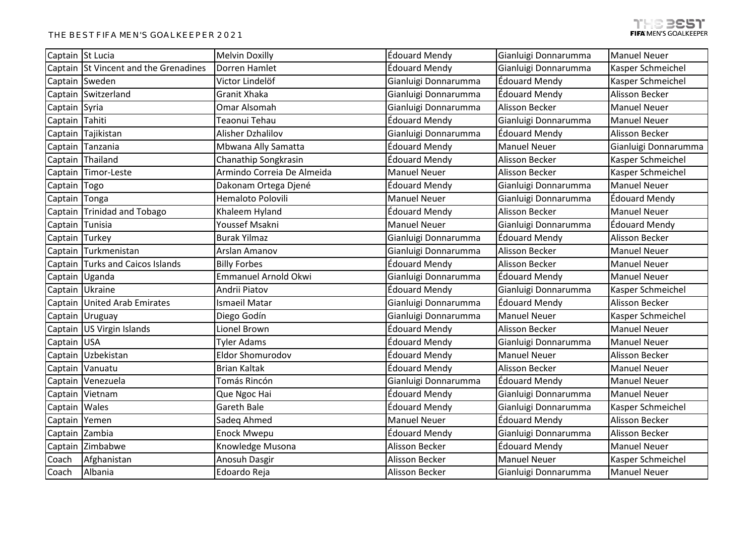| Captain | St Lucia | Melvin Doxilly | Édouard Mendy | Gianluigi Donnarumma | Manuel Neuer |
|---|---|---|---|---|---|
| Captain | St Vincent and the Grenadines | Dorren Hamlet | Édouard Mendy | Gianluigi Donnarumma | Kasper Schmeichel |
| Captain | Sweden | Victor Lindelöf | Gianluigi Donnarumma | Édouard Mendy | Kasper Schmeichel |
| Captain | Switzerland | Granit Xhaka | Gianluigi Donnarumma | Édouard Mendy | Alisson Becker |
| Captain | Syria | Omar Alsomah | Gianluigi Donnarumma | Alisson Becker | Manuel Neuer |
| Captain | Tahiti | Teaonui Tehau | Édouard Mendy | Gianluigi Donnarumma | Manuel Neuer |
| Captain | Tajikistan | Alisher Dzhalilov | Gianluigi Donnarumma | Édouard Mendy | Alisson Becker |
| Captain | Tanzania | Mbwana Ally Samatta | Édouard Mendy | Manuel Neuer | Gianluigi Donnarumma |
| Captain | Thailand | Chanathip Songkrasin | Édouard Mendy | Alisson Becker | Kasper Schmeichel |
| Captain | Timor-Leste | Armindo Correia De Almeida | Manuel Neuer | Alisson Becker | Kasper Schmeichel |
| Captain | Togo | Dakonam Ortega Djené | Édouard Mendy | Gianluigi Donnarumma | Manuel Neuer |
| Captain | Tonga | Hemaloto Polovili | Manuel Neuer | Gianluigi Donnarumma | Édouard Mendy |
| Captain | Trinidad and Tobago | Khaleem Hyland | Édouard Mendy | Alisson Becker | Manuel Neuer |
| Captain | Tunisia | Youssef Msakni | Manuel Neuer | Gianluigi Donnarumma | Édouard Mendy |
| Captain | Turkey | Burak Yilmaz | Gianluigi Donnarumma | Édouard Mendy | Alisson Becker |
| Captain | Turkmenistan | Arslan Amanov | Gianluigi Donnarumma | Alisson Becker | Manuel Neuer |
| Captain | Turks and Caicos Islands | Billy Forbes | Édouard Mendy | Alisson Becker | Manuel Neuer |
| Captain | Uganda | Emmanuel Arnold Okwi | Gianluigi Donnarumma | Édouard Mendy | Manuel Neuer |
| Captain | Ukraine | Andrii Piatov | Édouard Mendy | Gianluigi Donnarumma | Kasper Schmeichel |
| Captain | United Arab Emirates | Ismaeil Matar | Gianluigi Donnarumma | Édouard Mendy | Alisson Becker |
| Captain | Uruguay | Diego Godín | Gianluigi Donnarumma | Manuel Neuer | Kasper Schmeichel |
| Captain | US Virgin Islands | Lionel Brown | Édouard Mendy | Alisson Becker | Manuel Neuer |
| Captain | USA | Tyler Adams | Édouard Mendy | Gianluigi Donnarumma | Manuel Neuer |
| Captain | Uzbekistan | Eldor Shomurodov | Édouard Mendy | Manuel Neuer | Alisson Becker |
| Captain | Vanuatu | Brian Kaltak | Édouard Mendy | Alisson Becker | Manuel Neuer |
| Captain | Venezuela | Tomás Rincón | Gianluigi Donnarumma | Édouard Mendy | Manuel Neuer |
| Captain | Vietnam | Que Ngoc Hai | Édouard Mendy | Gianluigi Donnarumma | Manuel Neuer |
| Captain | Wales | Gareth Bale | Édouard Mendy | Gianluigi Donnarumma | Kasper Schmeichel |
| Captain | Yemen | Sadeq Ahmed | Manuel Neuer | Édouard Mendy | Alisson Becker |
| Captain | Zambia | Enock Mwepu | Édouard Mendy | Gianluigi Donnarumma | Alisson Becker |
| Captain | Zimbabwe | Knowledge Musona | Alisson Becker | Édouard Mendy | Manuel Neuer |
| Coach | Afghanistan | Anosuh Dasgir | Alisson Becker | Manuel Neuer | Kasper Schmeichel |
| Coach | Albania | Edoardo Reja | Alisson Becker | Gianluigi Donnarumma | Manuel Neuer |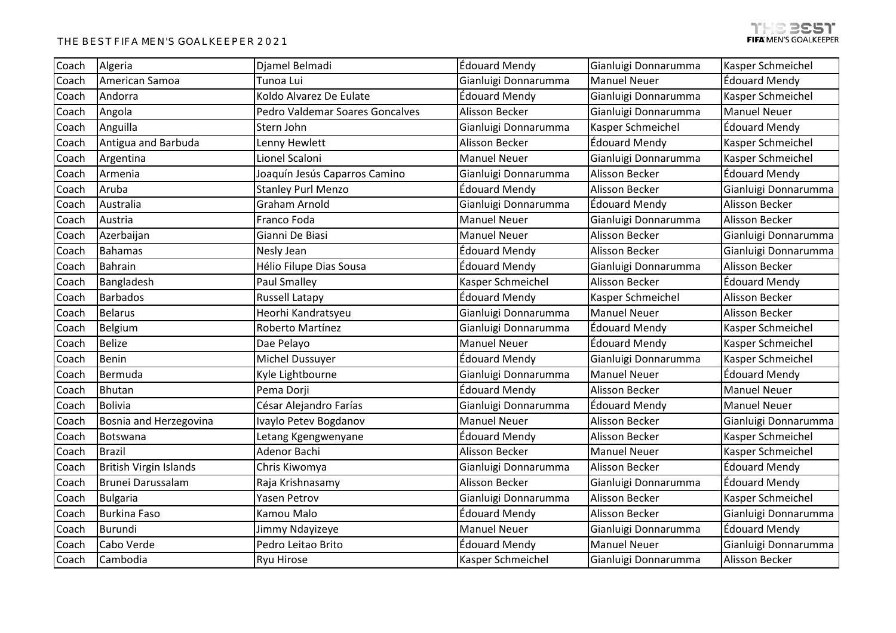| Coach | Algeria | Djamel Belmadi | Édouard Mendy | Gianluigi Donnarumma | Kasper Schmeichel |
|---|---|---|---|---|---|
| Coach | American Samoa | Tunoa Lui | Gianluigi Donnarumma | Manuel Neuer | Édouard Mendy |
| Coach | Andorra | Koldo Alvarez De Eulate | Édouard Mendy | Gianluigi Donnarumma | Kasper Schmeichel |
| Coach | Angola | Pedro Valdemar Soares Goncalves | Alisson Becker | Gianluigi Donnarumma | Manuel Neuer |
| Coach | Anguilla | Stern John | Gianluigi Donnarumma | Kasper Schmeichel | Édouard Mendy |
| Coach | Antigua and Barbuda | Lenny Hewlett | Alisson Becker | Édouard Mendy | Kasper Schmeichel |
| Coach | Argentina | Lionel Scaloni | Manuel Neuer | Gianluigi Donnarumma | Kasper Schmeichel |
| Coach | Armenia | Joaquín Jesús Caparros Camino | Gianluigi Donnarumma | Alisson Becker | Édouard Mendy |
| Coach | Aruba | Stanley Purl Menzo | Édouard Mendy | Alisson Becker | Gianluigi Donnarumma |
| Coach | Australia | Graham Arnold | Gianluigi Donnarumma | Édouard Mendy | Alisson Becker |
| Coach | Austria | Franco Foda | Manuel Neuer | Gianluigi Donnarumma | Alisson Becker |
| Coach | Azerbaijan | Gianni De Biasi | Manuel Neuer | Alisson Becker | Gianluigi Donnarumma |
| Coach | Bahamas | Nesly Jean | Édouard Mendy | Alisson Becker | Gianluigi Donnarumma |
| Coach | Bahrain | Hélio Filupe Dias Sousa | Édouard Mendy | Gianluigi Donnarumma | Alisson Becker |
| Coach | Bangladesh | Paul Smalley | Kasper Schmeichel | Alisson Becker | Édouard Mendy |
| Coach | Barbados | Russell Latapy | Édouard Mendy | Kasper Schmeichel | Alisson Becker |
| Coach | Belarus | Heorhi Kandratsyeu | Gianluigi Donnarumma | Manuel Neuer | Alisson Becker |
| Coach | Belgium | Roberto Martínez | Gianluigi Donnarumma | Édouard Mendy | Kasper Schmeichel |
| Coach | Belize | Dae Pelayo | Manuel Neuer | Édouard Mendy | Kasper Schmeichel |
| Coach | Benin | Michel Dussuyer | Édouard Mendy | Gianluigi Donnarumma | Kasper Schmeichel |
| Coach | Bermuda | Kyle Lightbourne | Gianluigi Donnarumma | Manuel Neuer | Édouard Mendy |
| Coach | Bhutan | Pema Dorji | Édouard Mendy | Alisson Becker | Manuel Neuer |
| Coach | Bolivia | César Alejandro Farías | Gianluigi Donnarumma | Édouard Mendy | Manuel Neuer |
| Coach | Bosnia and Herzegovina | Ivaylo Petev Bogdanov | Manuel Neuer | Alisson Becker | Gianluigi Donnarumma |
| Coach | Botswana | Letang Kgengwenyane | Édouard Mendy | Alisson Becker | Kasper Schmeichel |
| Coach | Brazil | Adenor Bachi | Alisson Becker | Manuel Neuer | Kasper Schmeichel |
| Coach | British Virgin Islands | Chris Kiwomya | Gianluigi Donnarumma | Alisson Becker | Édouard Mendy |
| Coach | Brunei Darussalam | Raja Krishnasamy | Alisson Becker | Gianluigi Donnarumma | Édouard Mendy |
| Coach | Bulgaria | Yasen Petrov | Gianluigi Donnarumma | Alisson Becker | Kasper Schmeichel |
| Coach | Burkina Faso | Kamou Malo | Édouard Mendy | Alisson Becker | Gianluigi Donnarumma |
| Coach | Burundi | Jimmy Ndayizeye | Manuel Neuer | Gianluigi Donnarumma | Édouard Mendy |
| Coach | Cabo Verde | Pedro Leitao Brito | Édouard Mendy | Manuel Neuer | Gianluigi Donnarumma |
| Coach | Cambodia | Ryu Hirose | Kasper Schmeichel | Gianluigi Donnarumma | Alisson Becker |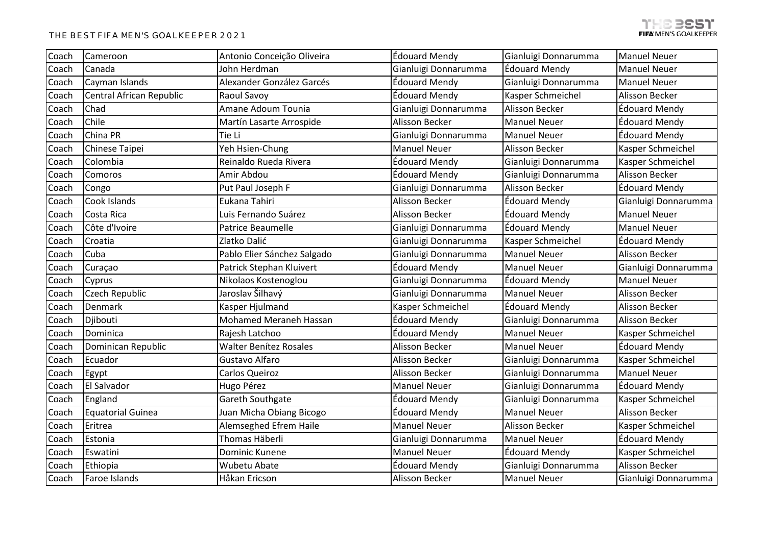| Coach | Cameroon | Antonio Conceição Oliveira | Édouard Mendy | Gianluigi Donnarumma | Manuel Neuer |
|---|---|---|---|---|---|
| Coach | Canada | John Herdman | Gianluigi Donnarumma | Édouard Mendy | Manuel Neuer |
| Coach | Cayman Islands | Alexander González Garcés | Édouard Mendy | Gianluigi Donnarumma | Manuel Neuer |
| Coach | Central African Republic | Raoul Savoy | Édouard Mendy | Kasper Schmeichel | Alisson Becker |
| Coach | Chad | Amane Adoum Tounia | Gianluigi Donnarumma | Alisson Becker | Édouard Mendy |
| Coach | Chile | Martín Lasarte Arrospide | Alisson Becker | Manuel Neuer | Édouard Mendy |
| Coach | China PR | Tie Li | Gianluigi Donnarumma | Manuel Neuer | Édouard Mendy |
| Coach | Chinese Taipei | Yeh Hsien-Chung | Manuel Neuer | Alisson Becker | Kasper Schmeichel |
| Coach | Colombia | Reinaldo Rueda Rivera | Édouard Mendy | Gianluigi Donnarumma | Kasper Schmeichel |
| Coach | Comoros | Amir Abdou | Édouard Mendy | Gianluigi Donnarumma | Alisson Becker |
| Coach | Congo | Put Paul Joseph F | Gianluigi Donnarumma | Alisson Becker | Édouard Mendy |
| Coach | Cook Islands | Eukana Tahiri | Alisson Becker | Édouard Mendy | Gianluigi Donnarumma |
| Coach | Costa Rica | Luis Fernando Suárez | Alisson Becker | Édouard Mendy | Manuel Neuer |
| Coach | Côte d'Ivoire | Patrice Beaumelle | Gianluigi Donnarumma | Édouard Mendy | Manuel Neuer |
| Coach | Croatia | Zlatko Dalić | Gianluigi Donnarumma | Kasper Schmeichel | Édouard Mendy |
| Coach | Cuba | Pablo Elier Sánchez Salgado | Gianluigi Donnarumma | Manuel Neuer | Alisson Becker |
| Coach | Curaçao | Patrick Stephan Kluivert | Édouard Mendy | Manuel Neuer | Gianluigi Donnarumma |
| Coach | Cyprus | Nikolaos Kostenoglou | Gianluigi Donnarumma | Édouard Mendy | Manuel Neuer |
| Coach | Czech Republic | Jaroslav Šilhavý | Gianluigi Donnarumma | Manuel Neuer | Alisson Becker |
| Coach | Denmark | Kasper Hjulmand | Kasper Schmeichel | Édouard Mendy | Alisson Becker |
| Coach | Djibouti | Mohamed Meraneh Hassan | Édouard Mendy | Gianluigi Donnarumma | Alisson Becker |
| Coach | Dominica | Rajesh Latchoo | Édouard Mendy | Manuel Neuer | Kasper Schmeichel |
| Coach | Dominican Republic | Walter Benítez Rosales | Alisson Becker | Manuel Neuer | Édouard Mendy |
| Coach | Ecuador | Gustavo Alfaro | Alisson Becker | Gianluigi Donnarumma | Kasper Schmeichel |
| Coach | Egypt | Carlos Queiroz | Alisson Becker | Gianluigi Donnarumma | Manuel Neuer |
| Coach | El Salvador | Hugo Pérez | Manuel Neuer | Gianluigi Donnarumma | Édouard Mendy |
| Coach | England | Gareth Southgate | Édouard Mendy | Gianluigi Donnarumma | Kasper Schmeichel |
| Coach | Equatorial Guinea | Juan Micha Obiang Bicogo | Édouard Mendy | Manuel Neuer | Alisson Becker |
| Coach | Eritrea | Alemseghed Efrem Haile | Manuel Neuer | Alisson Becker | Kasper Schmeichel |
| Coach | Estonia | Thomas Häberli | Gianluigi Donnarumma | Manuel Neuer | Édouard Mendy |
| Coach | Eswatini | Dominic Kunene | Manuel Neuer | Édouard Mendy | Kasper Schmeichel |
| Coach | Ethiopia | Wubetu Abate | Édouard Mendy | Gianluigi Donnarumma | Alisson Becker |
| Coach | Faroe Islands | Håkan Ericson | Alisson Becker | Manuel Neuer | Gianluigi Donnarumma |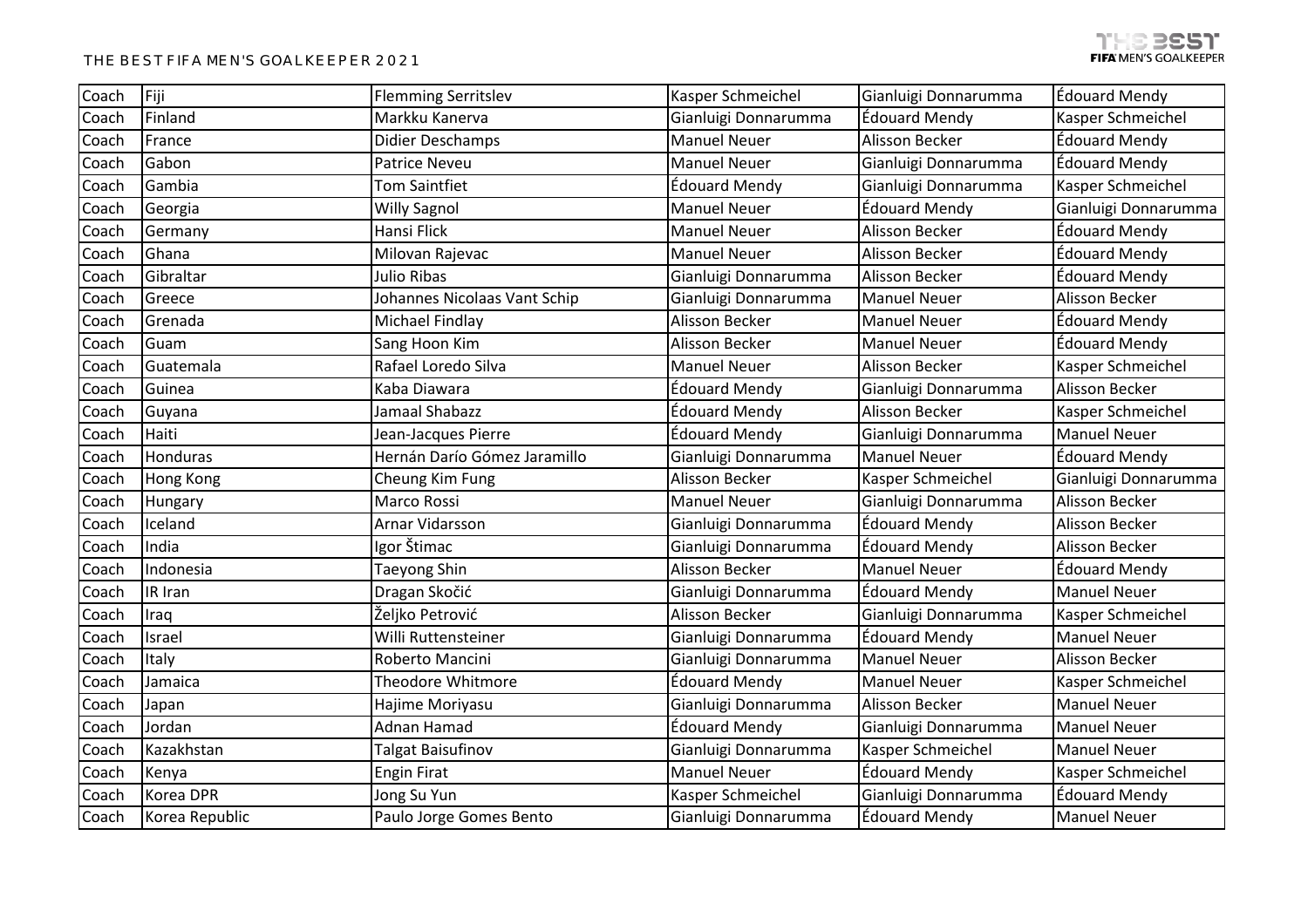THE BEST FIFA MEN'S GOALKEEPER 2021

| Coach | Fiji | Flemming Serritslev | Kasper Schmeichel | Gianluigi Donnarumma | Édouard Mendy |
|---|---|---|---|---|---|
| Coach | Finland | Markku Kanerva | Gianluigi Donnarumma | Édouard Mendy | Kasper Schmeichel |
| Coach | France | Didier Deschamps | Manuel Neuer | Alisson Becker | Édouard Mendy |
| Coach | Gabon | Patrice Neveu | Manuel Neuer | Gianluigi Donnarumma | Édouard Mendy |
| Coach | Gambia | Tom Saintfiet | Édouard Mendy | Gianluigi Donnarumma | Kasper Schmeichel |
| Coach | Georgia | Willy Sagnol | Manuel Neuer | Édouard Mendy | Gianluigi Donnarumma |
| Coach | Germany | Hansi Flick | Manuel Neuer | Alisson Becker | Édouard Mendy |
| Coach | Ghana | Milovan Rajevac | Manuel Neuer | Alisson Becker | Édouard Mendy |
| Coach | Gibraltar | Julio Ribas | Gianluigi Donnarumma | Alisson Becker | Édouard Mendy |
| Coach | Greece | Johannes Nicolaas Vant Schip | Gianluigi Donnarumma | Manuel Neuer | Alisson Becker |
| Coach | Grenada | Michael Findlay | Alisson Becker | Manuel Neuer | Édouard Mendy |
| Coach | Guam | Sang Hoon Kim | Alisson Becker | Manuel Neuer | Édouard Mendy |
| Coach | Guatemala | Rafael Loredo Silva | Manuel Neuer | Alisson Becker | Kasper Schmeichel |
| Coach | Guinea | Kaba Diawara | Édouard Mendy | Gianluigi Donnarumma | Alisson Becker |
| Coach | Guyana | Jamaal Shabazz | Édouard Mendy | Alisson Becker | Kasper Schmeichel |
| Coach | Haiti | Jean-Jacques Pierre | Édouard Mendy | Gianluigi Donnarumma | Manuel Neuer |
| Coach | Honduras | Hernán Darío Gómez Jaramillo | Gianluigi Donnarumma | Manuel Neuer | Édouard Mendy |
| Coach | Hong Kong | Cheung Kim Fung | Alisson Becker | Kasper Schmeichel | Gianluigi Donnarumma |
| Coach | Hungary | Marco Rossi | Manuel Neuer | Gianluigi Donnarumma | Alisson Becker |
| Coach | Iceland | Arnar Vidarsson | Gianluigi Donnarumma | Édouard Mendy | Alisson Becker |
| Coach | India | Igor Štimac | Gianluigi Donnarumma | Édouard Mendy | Alisson Becker |
| Coach | Indonesia | Taeyong Shin | Alisson Becker | Manuel Neuer | Édouard Mendy |
| Coach | IR Iran | Dragan Skočić | Gianluigi Donnarumma | Édouard Mendy | Manuel Neuer |
| Coach | Iraq | Željko Petrović | Alisson Becker | Gianluigi Donnarumma | Kasper Schmeichel |
| Coach | Israel | Willi Ruttensteiner | Gianluigi Donnarumma | Édouard Mendy | Manuel Neuer |
| Coach | Italy | Roberto Mancini | Gianluigi Donnarumma | Manuel Neuer | Alisson Becker |
| Coach | Jamaica | Theodore Whitmore | Édouard Mendy | Manuel Neuer | Kasper Schmeichel |
| Coach | Japan | Hajime Moriyasu | Gianluigi Donnarumma | Alisson Becker | Manuel Neuer |
| Coach | Jordan | Adnan Hamad | Édouard Mendy | Gianluigi Donnarumma | Manuel Neuer |
| Coach | Kazakhstan | Talgat Baisufinov | Gianluigi Donnarumma | Kasper Schmeichel | Manuel Neuer |
| Coach | Kenya | Engin Firat | Manuel Neuer | Édouard Mendy | Kasper Schmeichel |
| Coach | Korea DPR | Jong Su Yun | Kasper Schmeichel | Gianluigi Donnarumma | Édouard Mendy |
| Coach | Korea Republic | Paulo Jorge Gomes Bento | Gianluigi Donnarumma | Édouard Mendy | Manuel Neuer |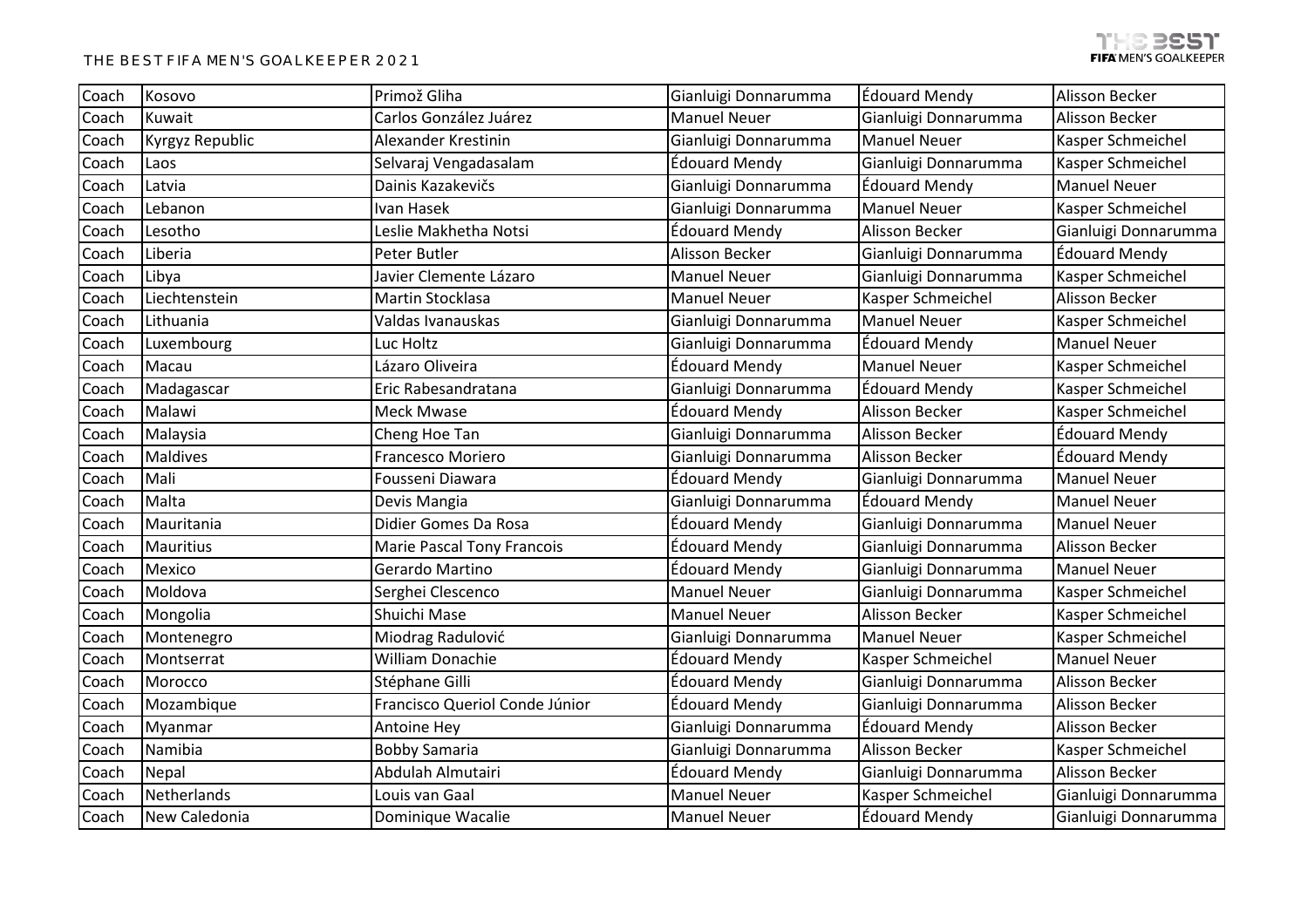# THE BEST FIFA MEN'S GOALKEEPER 2021

| Coach | Kosovo | Primož Gliha | Gianluigi Donnarumma | Édouard Mendy | Alisson Becker |
|---|---|---|---|---|---|
| Coach | Kuwait | Carlos González Juárez | Manuel Neuer | Gianluigi Donnarumma | Alisson Becker |
| Coach | Kyrgyz Republic | Alexander Krestinin | Gianluigi Donnarumma | Manuel Neuer | Kasper Schmeichel |
| Coach | Laos | Selvaraj Vengadasalam | Édouard Mendy | Gianluigi Donnarumma | Kasper Schmeichel |
| Coach | Latvia | Dainis Kazakevičs | Gianluigi Donnarumma | Édouard Mendy | Manuel Neuer |
| Coach | Lebanon | Ivan Hasek | Gianluigi Donnarumma | Manuel Neuer | Kasper Schmeichel |
| Coach | Lesotho | Leslie Makhetha Notsi | Édouard Mendy | Alisson Becker | Gianluigi Donnarumma |
| Coach | Liberia | Peter Butler | Alisson Becker | Gianluigi Donnarumma | Édouard Mendy |
| Coach | Libya | Javier Clemente Lázaro | Manuel Neuer | Gianluigi Donnarumma | Kasper Schmeichel |
| Coach | Liechtenstein | Martin Stocklasa | Manuel Neuer | Kasper Schmeichel | Alisson Becker |
| Coach | Lithuania | Valdas Ivanauskas | Gianluigi Donnarumma | Manuel Neuer | Kasper Schmeichel |
| Coach | Luxembourg | Luc Holtz | Gianluigi Donnarumma | Édouard Mendy | Manuel Neuer |
| Coach | Macau | Lázaro Oliveira | Édouard Mendy | Manuel Neuer | Kasper Schmeichel |
| Coach | Madagascar | Eric Rabesandratana | Gianluigi Donnarumma | Édouard Mendy | Kasper Schmeichel |
| Coach | Malawi | Meck Mwase | Édouard Mendy | Alisson Becker | Kasper Schmeichel |
| Coach | Malaysia | Cheng Hoe Tan | Gianluigi Donnarumma | Alisson Becker | Édouard Mendy |
| Coach | Maldives | Francesco Moriero | Gianluigi Donnarumma | Alisson Becker | Édouard Mendy |
| Coach | Mali | Fousseni Diawara | Édouard Mendy | Gianluigi Donnarumma | Manuel Neuer |
| Coach | Malta | Devis Mangia | Gianluigi Donnarumma | Édouard Mendy | Manuel Neuer |
| Coach | Mauritania | Didier Gomes Da Rosa | Édouard Mendy | Gianluigi Donnarumma | Manuel Neuer |
| Coach | Mauritius | Marie Pascal Tony Francois | Édouard Mendy | Gianluigi Donnarumma | Alisson Becker |
| Coach | Mexico | Gerardo Martino | Édouard Mendy | Gianluigi Donnarumma | Manuel Neuer |
| Coach | Moldova | Serghei Clescenco | Manuel Neuer | Gianluigi Donnarumma | Kasper Schmeichel |
| Coach | Mongolia | Shuichi Mase | Manuel Neuer | Alisson Becker | Kasper Schmeichel |
| Coach | Montenegro | Miodrag Radulović | Gianluigi Donnarumma | Manuel Neuer | Kasper Schmeichel |
| Coach | Montserrat | William Donachie | Édouard Mendy | Kasper Schmeichel | Manuel Neuer |
| Coach | Morocco | Stéphane Gilli | Édouard Mendy | Gianluigi Donnarumma | Alisson Becker |
| Coach | Mozambique | Francisco Queriol Conde Júnior | Édouard Mendy | Gianluigi Donnarumma | Alisson Becker |
| Coach | Myanmar | Antoine Hey | Gianluigi Donnarumma | Édouard Mendy | Alisson Becker |
| Coach | Namibia | Bobby Samaria | Gianluigi Donnarumma | Alisson Becker | Kasper Schmeichel |
| Coach | Nepal | Abdulah Almutairi | Édouard Mendy | Gianluigi Donnarumma | Alisson Becker |
| Coach | Netherlands | Louis van Gaal | Manuel Neuer | Kasper Schmeichel | Gianluigi Donnarumma |
| Coach | New Caledonia | Dominique Wacalie | Manuel Neuer | Édouard Mendy | Gianluigi Donnarumma |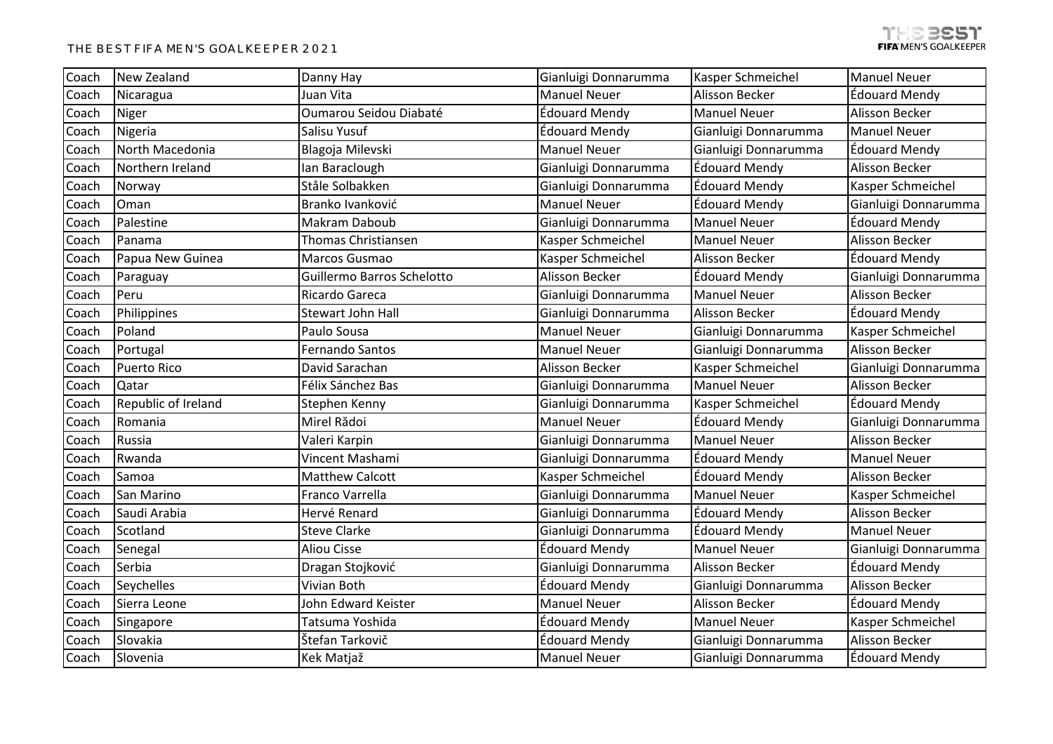| Coach | New Zealand | Danny Hay | Gianluigi Donnarumma | Kasper Schmeichel | Manuel Neuer |
|---|---|---|---|---|---|
| Coach | Nicaragua | Juan Vita | Manuel Neuer | Alisson Becker | Édouard Mendy |
| Coach | Niger | Oumarou Seidou Diabaté | Édouard Mendy | Manuel Neuer | Alisson Becker |
| Coach | Nigeria | Salisu Yusuf | Édouard Mendy | Gianluigi Donnarumma | Manuel Neuer |
| Coach | North Macedonia | Blagoja Milevski | Manuel Neuer | Gianluigi Donnarumma | Édouard Mendy |
| Coach | Northern Ireland | Ian Baraclough | Gianluigi Donnarumma | Édouard Mendy | Alisson Becker |
| Coach | Norway | Ståle Solbakken | Gianluigi Donnarumma | Édouard Mendy | Kasper Schmeichel |
| Coach | Oman | Branko Ivanković | Manuel Neuer | Édouard Mendy | Gianluigi Donnarumma |
| Coach | Palestine | Makram Daboub | Gianluigi Donnarumma | Manuel Neuer | Édouard Mendy |
| Coach | Panama | Thomas Christiansen | Kasper Schmeichel | Manuel Neuer | Alisson Becker |
| Coach | Papua New Guinea | Marcos Gusmao | Kasper Schmeichel | Alisson Becker | Édouard Mendy |
| Coach | Paraguay | Guillermo Barros Schelotto | Alisson Becker | Édouard Mendy | Gianluigi Donnarumma |
| Coach | Peru | Ricardo Gareca | Gianluigi Donnarumma | Manuel Neuer | Alisson Becker |
| Coach | Philippines | Stewart John Hall | Gianluigi Donnarumma | Alisson Becker | Édouard Mendy |
| Coach | Poland | Paulo Sousa | Manuel Neuer | Gianluigi Donnarumma | Kasper Schmeichel |
| Coach | Portugal | Fernando Santos | Manuel Neuer | Gianluigi Donnarumma | Alisson Becker |
| Coach | Puerto Rico | David Sarachan | Alisson Becker | Kasper Schmeichel | Gianluigi Donnarumma |
| Coach | Qatar | Félix Sánchez Bas | Gianluigi Donnarumma | Manuel Neuer | Alisson Becker |
| Coach | Republic of Ireland | Stephen Kenny | Gianluigi Donnarumma | Kasper Schmeichel | Édouard Mendy |
| Coach | Romania | Mirel Rădoi | Manuel Neuer | Édouard Mendy | Gianluigi Donnarumma |
| Coach | Russia | Valeri Karpin | Gianluigi Donnarumma | Manuel Neuer | Alisson Becker |
| Coach | Rwanda | Vincent Mashami | Gianluigi Donnarumma | Édouard Mendy | Manuel Neuer |
| Coach | Samoa | Matthew Calcott | Kasper Schmeichel | Édouard Mendy | Alisson Becker |
| Coach | San Marino | Franco Varrella | Gianluigi Donnarumma | Manuel Neuer | Kasper Schmeichel |
| Coach | Saudi Arabia | Hervé Renard | Gianluigi Donnarumma | Édouard Mendy | Alisson Becker |
| Coach | Scotland | Steve Clarke | Gianluigi Donnarumma | Édouard Mendy | Manuel Neuer |
| Coach | Senegal | Aliou Cisse | Édouard Mendy | Manuel Neuer | Gianluigi Donnarumma |
| Coach | Serbia | Dragan Stojković | Gianluigi Donnarumma | Alisson Becker | Édouard Mendy |
| Coach | Seychelles | Vivian Both | Édouard Mendy | Gianluigi Donnarumma | Alisson Becker |
| Coach | Sierra Leone | John Edward Keister | Manuel Neuer | Alisson Becker | Édouard Mendy |
| Coach | Singapore | Tatsuma Yoshida | Édouard Mendy | Manuel Neuer | Kasper Schmeichel |
| Coach | Slovakia | Štefan Tarkovič | Édouard Mendy | Gianluigi Donnarumma | Alisson Becker |
| Coach | Slovenia | Kek Matjaž | Manuel Neuer | Gianluigi Donnarumma | Édouard Mendy |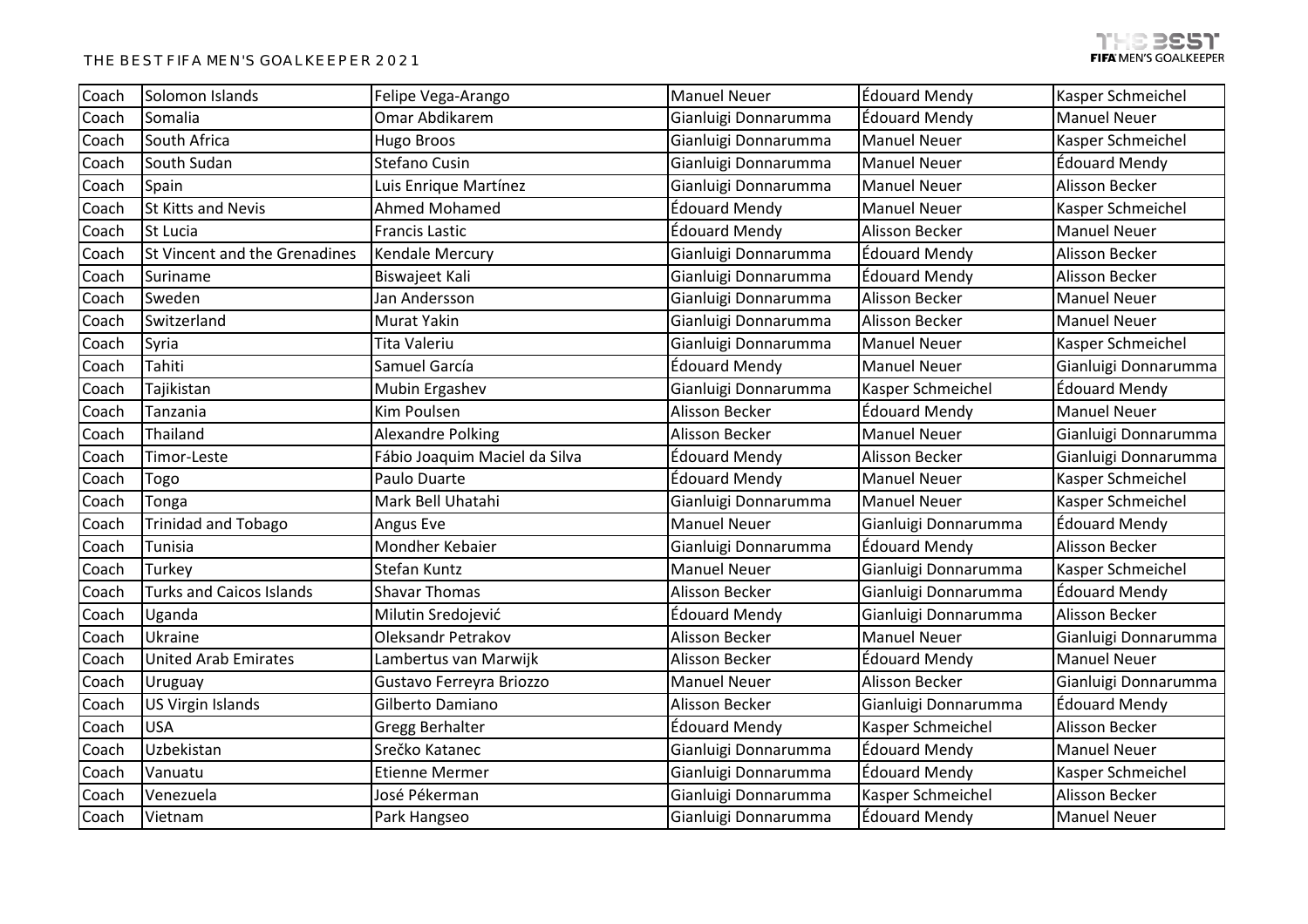| Coach | Solomon Islands | Felipe Vega-Arango | Manuel Neuer | Édouard Mendy | Kasper Schmeichel |
|---|---|---|---|---|---|
| Coach | Somalia | Omar Abdikarem | Gianluigi Donnarumma | Édouard Mendy | Manuel Neuer |
| Coach | South Africa | Hugo Broos | Gianluigi Donnarumma | Manuel Neuer | Kasper Schmeichel |
| Coach | South Sudan | Stefano Cusin | Gianluigi Donnarumma | Manuel Neuer | Édouard Mendy |
| Coach | Spain | Luis Enrique Martínez | Gianluigi Donnarumma | Manuel Neuer | Alisson Becker |
| Coach | St Kitts and Nevis | Ahmed Mohamed | Édouard Mendy | Manuel Neuer | Kasper Schmeichel |
| Coach | St Lucia | Francis Lastic | Édouard Mendy | Alisson Becker | Manuel Neuer |
| Coach | St Vincent and the Grenadines | Kendale Mercury | Gianluigi Donnarumma | Édouard Mendy | Alisson Becker |
| Coach | Suriname | Biswajeet Kali | Gianluigi Donnarumma | Édouard Mendy | Alisson Becker |
| Coach | Sweden | Jan Andersson | Gianluigi Donnarumma | Alisson Becker | Manuel Neuer |
| Coach | Switzerland | Murat Yakin | Gianluigi Donnarumma | Alisson Becker | Manuel Neuer |
| Coach | Syria | Tita Valeriu | Gianluigi Donnarumma | Manuel Neuer | Kasper Schmeichel |
| Coach | Tahiti | Samuel García | Édouard Mendy | Manuel Neuer | Gianluigi Donnarumma |
| Coach | Tajikistan | Mubin Ergashev | Gianluigi Donnarumma | Kasper Schmeichel | Édouard Mendy |
| Coach | Tanzania | Kim Poulsen | Alisson Becker | Édouard Mendy | Manuel Neuer |
| Coach | Thailand | Alexandre Polking | Alisson Becker | Manuel Neuer | Gianluigi Donnarumma |
| Coach | Timor-Leste | Fábio Joaquim Maciel da Silva | Édouard Mendy | Alisson Becker | Gianluigi Donnarumma |
| Coach | Togo | Paulo Duarte | Édouard Mendy | Manuel Neuer | Kasper Schmeichel |
| Coach | Tonga | Mark Bell Uhatahi | Gianluigi Donnarumma | Manuel Neuer | Kasper Schmeichel |
| Coach | Trinidad and Tobago | Angus Eve | Manuel Neuer | Gianluigi Donnarumma | Édouard Mendy |
| Coach | Tunisia | Mondher Kebaier | Gianluigi Donnarumma | Édouard Mendy | Alisson Becker |
| Coach | Turkey | Stefan Kuntz | Manuel Neuer | Gianluigi Donnarumma | Kasper Schmeichel |
| Coach | Turks and Caicos Islands | Shavar Thomas | Alisson Becker | Gianluigi Donnarumma | Édouard Mendy |
| Coach | Uganda | Milutin Sredojević | Édouard Mendy | Gianluigi Donnarumma | Alisson Becker |
| Coach | Ukraine | Oleksandr Petrakov | Alisson Becker | Manuel Neuer | Gianluigi Donnarumma |
| Coach | United Arab Emirates | Lambertus van Marwijk | Alisson Becker | Édouard Mendy | Manuel Neuer |
| Coach | Uruguay | Gustavo Ferreyra Briozzo | Manuel Neuer | Alisson Becker | Gianluigi Donnarumma |
| Coach | US Virgin Islands | Gilberto Damiano | Alisson Becker | Gianluigi Donnarumma | Édouard Mendy |
| Coach | USA | Gregg Berhalter | Édouard Mendy | Kasper Schmeichel | Alisson Becker |
| Coach | Uzbekistan | Srečko Katanec | Gianluigi Donnarumma | Édouard Mendy | Manuel Neuer |
| Coach | Vanuatu | Etienne Mermer | Gianluigi Donnarumma | Édouard Mendy | Kasper Schmeichel |
| Coach | Venezuela | José Pékerman | Gianluigi Donnarumma | Kasper Schmeichel | Alisson Becker |
| Coach | Vietnam | Park Hangseo | Gianluigi Donnarumma | Édouard Mendy | Manuel Neuer |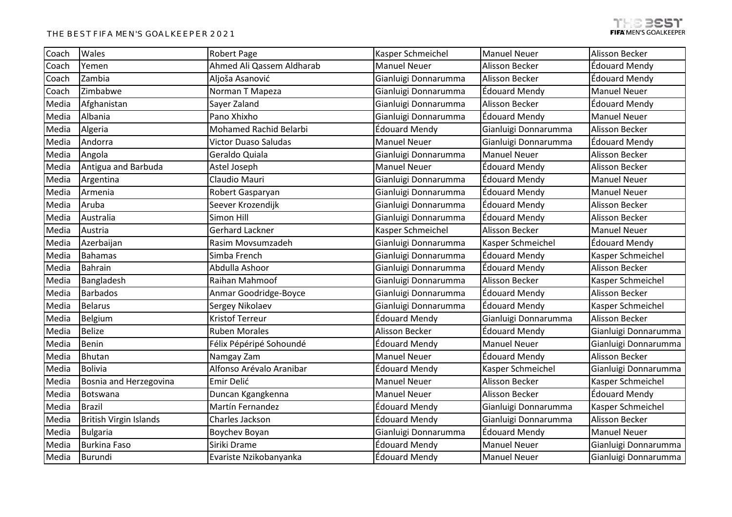# THE BEST FIFA MEN'S GOALKEEPER 2021

| Coach | Wales | Robert Page | Kasper Schmeichel | Manuel Neuer | Alisson Becker |
|---|---|---|---|---|---|
| Coach | Yemen | Ahmed Ali Qassem Aldharab | Manuel Neuer | Alisson Becker | Édouard Mendy |
| Coach | Zambia | Aljoša Asanović | Gianluigi Donnarumma | Alisson Becker | Édouard Mendy |
| Coach | Zimbabwe | Norman T Mapeza | Gianluigi Donnarumma | Édouard Mendy | Manuel Neuer |
| Media | Afghanistan | Sayer Zaland | Gianluigi Donnarumma | Alisson Becker | Édouard Mendy |
| Media | Albania | Pano Xhixho | Gianluigi Donnarumma | Édouard Mendy | Manuel Neuer |
| Media | Algeria | Mohamed Rachid Belarbi | Édouard Mendy | Gianluigi Donnarumma | Alisson Becker |
| Media | Andorra | Victor Duaso Saludas | Manuel Neuer | Gianluigi Donnarumma | Édouard Mendy |
| Media | Angola | Geraldo Quiala | Gianluigi Donnarumma | Manuel Neuer | Alisson Becker |
| Media | Antigua and Barbuda | Astel Joseph | Manuel Neuer | Édouard Mendy | Alisson Becker |
| Media | Argentina | Claudio Mauri | Gianluigi Donnarumma | Édouard Mendy | Manuel Neuer |
| Media | Armenia | Robert Gasparyan | Gianluigi Donnarumma | Édouard Mendy | Manuel Neuer |
| Media | Aruba | Seever Krozendijk | Gianluigi Donnarumma | Édouard Mendy | Alisson Becker |
| Media | Australia | Simon Hill | Gianluigi Donnarumma | Édouard Mendy | Alisson Becker |
| Media | Austria | Gerhard Lackner | Kasper Schmeichel | Alisson Becker | Manuel Neuer |
| Media | Azerbaijan | Rasim Movsumzadeh | Gianluigi Donnarumma | Kasper Schmeichel | Édouard Mendy |
| Media | Bahamas | Simba French | Gianluigi Donnarumma | Édouard Mendy | Kasper Schmeichel |
| Media | Bahrain | Abdulla Ashoor | Gianluigi Donnarumma | Édouard Mendy | Alisson Becker |
| Media | Bangladesh | Raihan Mahmoof | Gianluigi Donnarumma | Alisson Becker | Kasper Schmeichel |
| Media | Barbados | Anmar Goodridge-Boyce | Gianluigi Donnarumma | Édouard Mendy | Alisson Becker |
| Media | Belarus | Sergey Nikolaev | Gianluigi Donnarumma | Édouard Mendy | Kasper Schmeichel |
| Media | Belgium | Kristof Terreur | Édouard Mendy | Gianluigi Donnarumma | Alisson Becker |
| Media | Belize | Ruben Morales | Alisson Becker | Édouard Mendy | Gianluigi Donnarumma |
| Media | Benin | Félix Pépéripé Sohoundé | Édouard Mendy | Manuel Neuer | Gianluigi Donnarumma |
| Media | Bhutan | Namgay Zam | Manuel Neuer | Édouard Mendy | Alisson Becker |
| Media | Bolivia | Alfonso Arévalo Aranibar | Édouard Mendy | Kasper Schmeichel | Gianluigi Donnarumma |
| Media | Bosnia and Herzegovina | Emir Delić | Manuel Neuer | Alisson Becker | Kasper Schmeichel |
| Media | Botswana | Duncan Kgangkenna | Manuel Neuer | Alisson Becker | Édouard Mendy |
| Media | Brazil | Martín Fernandez | Édouard Mendy | Gianluigi Donnarumma | Kasper Schmeichel |
| Media | British Virgin Islands | Charles Jackson | Édouard Mendy | Gianluigi Donnarumma | Alisson Becker |
| Media | Bulgaria | Boychev Boyan | Gianluigi Donnarumma | Édouard Mendy | Manuel Neuer |
| Media | Burkina Faso | Siriki Drame | Édouard Mendy | Manuel Neuer | Gianluigi Donnarumma |
| Media | Burundi | Evariste Nzikobanyanka | Édouard Mendy | Manuel Neuer | Gianluigi Donnarumma |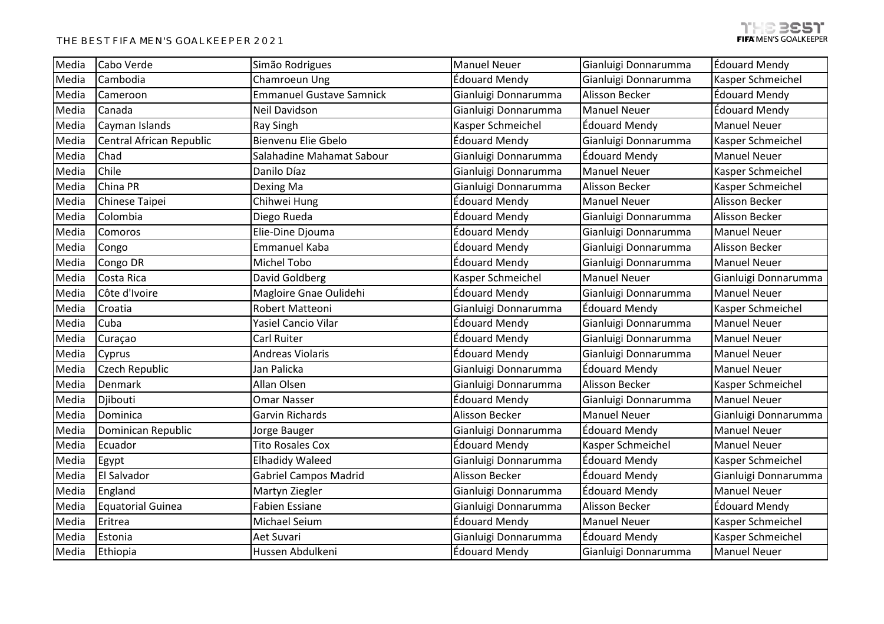| Media | Cabo Verde | Simão Rodrigues | Manuel Neuer | Gianluigi Donnarumma | Édouard Mendy |
|---|---|---|---|---|---|
| Media | Cambodia | Chamroeun Ung | Édouard Mendy | Gianluigi Donnarumma | Kasper Schmeichel |
| Media | Cameroon | Emmanuel Gustave Samnick | Gianluigi Donnarumma | Alisson Becker | Édouard Mendy |
| Media | Canada | Neil Davidson | Gianluigi Donnarumma | Manuel Neuer | Édouard Mendy |
| Media | Cayman Islands | Ray Singh | Kasper Schmeichel | Édouard Mendy | Manuel Neuer |
| Media | Central African Republic | Bienvenu Elie Gbelo | Édouard Mendy | Gianluigi Donnarumma | Kasper Schmeichel |
| Media | Chad | Salahadine Mahamat Sabour | Gianluigi Donnarumma | Édouard Mendy | Manuel Neuer |
| Media | Chile | Danilo Díaz | Gianluigi Donnarumma | Manuel Neuer | Kasper Schmeichel |
| Media | China PR | Dexing Ma | Gianluigi Donnarumma | Alisson Becker | Kasper Schmeichel |
| Media | Chinese Taipei | Chihwei Hung | Édouard Mendy | Manuel Neuer | Alisson Becker |
| Media | Colombia | Diego Rueda | Édouard Mendy | Gianluigi Donnarumma | Alisson Becker |
| Media | Comoros | Elie-Dine Djouma | Édouard Mendy | Gianluigi Donnarumma | Manuel Neuer |
| Media | Congo | Emmanuel Kaba | Édouard Mendy | Gianluigi Donnarumma | Alisson Becker |
| Media | Congo DR | Michel Tobo | Édouard Mendy | Gianluigi Donnarumma | Manuel Neuer |
| Media | Costa Rica | David Goldberg | Kasper Schmeichel | Manuel Neuer | Gianluigi Donnarumma |
| Media | Côte d'Ivoire | Magloire Gnae Oulidehi | Édouard Mendy | Gianluigi Donnarumma | Manuel Neuer |
| Media | Croatia | Robert Matteoni | Gianluigi Donnarumma | Édouard Mendy | Kasper Schmeichel |
| Media | Cuba | Yasiel Cancio Vilar | Édouard Mendy | Gianluigi Donnarumma | Manuel Neuer |
| Media | Curaçao | Carl Ruiter | Édouard Mendy | Gianluigi Donnarumma | Manuel Neuer |
| Media | Cyprus | Andreas Violaris | Édouard Mendy | Gianluigi Donnarumma | Manuel Neuer |
| Media | Czech Republic | Jan Palicka | Gianluigi Donnarumma | Édouard Mendy | Manuel Neuer |
| Media | Denmark | Allan Olsen | Gianluigi Donnarumma | Alisson Becker | Kasper Schmeichel |
| Media | Djibouti | Omar Nasser | Édouard Mendy | Gianluigi Donnarumma | Manuel Neuer |
| Media | Dominica | Garvin Richards | Alisson Becker | Manuel Neuer | Gianluigi Donnarumma |
| Media | Dominican Republic | Jorge Bauger | Gianluigi Donnarumma | Édouard Mendy | Manuel Neuer |
| Media | Ecuador | Tito Rosales Cox | Édouard Mendy | Kasper Schmeichel | Manuel Neuer |
| Media | Egypt | Elhadidy Waleed | Gianluigi Donnarumma | Édouard Mendy | Kasper Schmeichel |
| Media | El Salvador | Gabriel Campos Madrid | Alisson Becker | Édouard Mendy | Gianluigi Donnarumma |
| Media | England | Martyn Ziegler | Gianluigi Donnarumma | Édouard Mendy | Manuel Neuer |
| Media | Equatorial Guinea | Fabien Essiane | Gianluigi Donnarumma | Alisson Becker | Édouard Mendy |
| Media | Eritrea | Michael Seium | Édouard Mendy | Manuel Neuer | Kasper Schmeichel |
| Media | Estonia | Aet Suvari | Gianluigi Donnarumma | Édouard Mendy | Kasper Schmeichel |
| Media | Ethiopia | Hussen Abdulkeni | Édouard Mendy | Gianluigi Donnarumma | Manuel Neuer |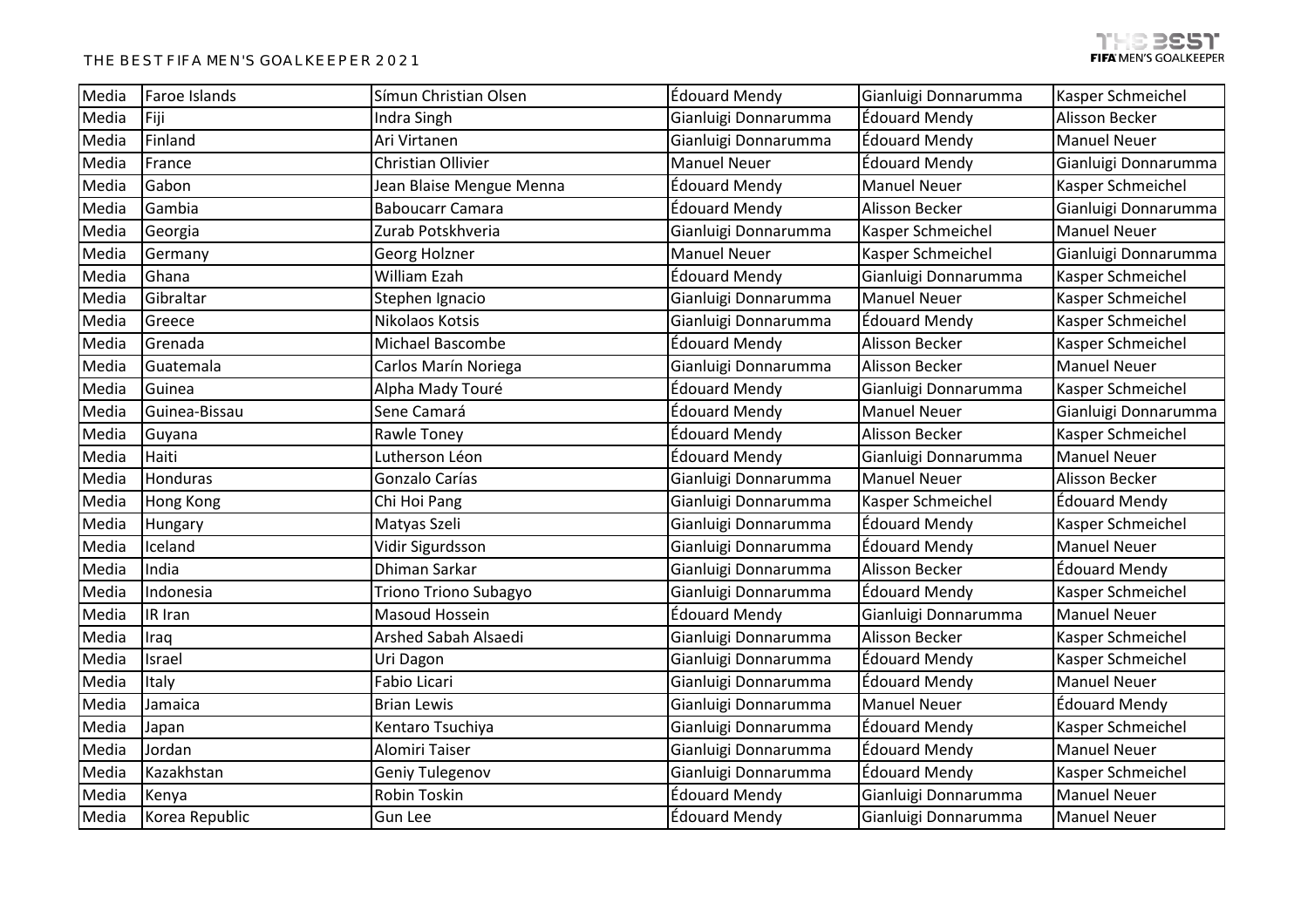| Media | Faroe Islands | Símun Christian Olsen | Édouard Mendy | Gianluigi Donnarumma | Kasper Schmeichel |
|---|---|---|---|---|---|
| Media | Fiji | Indra Singh | Gianluigi Donnarumma | Édouard Mendy | Alisson Becker |
| Media | Finland | Ari Virtanen | Gianluigi Donnarumma | Édouard Mendy | Manuel Neuer |
| Media | France | Christian Ollivier | Manuel Neuer | Édouard Mendy | Gianluigi Donnarumma |
| Media | Gabon | Jean Blaise Mengue Menna | Édouard Mendy | Manuel Neuer | Kasper Schmeichel |
| Media | Gambia | Baboucarr Camara | Édouard Mendy | Alisson Becker | Gianluigi Donnarumma |
| Media | Georgia | Zurab Potskhveria | Gianluigi Donnarumma | Kasper Schmeichel | Manuel Neuer |
| Media | Germany | Georg Holzner | Manuel Neuer | Kasper Schmeichel | Gianluigi Donnarumma |
| Media | Ghana | William Ezah | Édouard Mendy | Gianluigi Donnarumma | Kasper Schmeichel |
| Media | Gibraltar | Stephen Ignacio | Gianluigi Donnarumma | Manuel Neuer | Kasper Schmeichel |
| Media | Greece | Nikolaos Kotsis | Gianluigi Donnarumma | Édouard Mendy | Kasper Schmeichel |
| Media | Grenada | Michael Bascombe | Édouard Mendy | Alisson Becker | Kasper Schmeichel |
| Media | Guatemala | Carlos Marín Noriega | Gianluigi Donnarumma | Alisson Becker | Manuel Neuer |
| Media | Guinea | Alpha Mady Touré | Édouard Mendy | Gianluigi Donnarumma | Kasper Schmeichel |
| Media | Guinea-Bissau | Sene Camará | Édouard Mendy | Manuel Neuer | Gianluigi Donnarumma |
| Media | Guyana | Rawle Toney | Édouard Mendy | Alisson Becker | Kasper Schmeichel |
| Media | Haiti | Lutherson Léon | Édouard Mendy | Gianluigi Donnarumma | Manuel Neuer |
| Media | Honduras | Gonzalo Carías | Gianluigi Donnarumma | Manuel Neuer | Alisson Becker |
| Media | Hong Kong | Chi Hoi Pang | Gianluigi Donnarumma | Kasper Schmeichel | Édouard Mendy |
| Media | Hungary | Matyas Szeli | Gianluigi Donnarumma | Édouard Mendy | Kasper Schmeichel |
| Media | Iceland | Vidir Sigurdsson | Gianluigi Donnarumma | Édouard Mendy | Manuel Neuer |
| Media | India | Dhiman Sarkar | Gianluigi Donnarumma | Alisson Becker | Édouard Mendy |
| Media | Indonesia | Triono Triono Subagyo | Gianluigi Donnarumma | Édouard Mendy | Kasper Schmeichel |
| Media | IR Iran | Masoud Hossein | Édouard Mendy | Gianluigi Donnarumma | Manuel Neuer |
| Media | Iraq | Arshed Sabah Alsaedi | Gianluigi Donnarumma | Alisson Becker | Kasper Schmeichel |
| Media | Israel | Uri Dagon | Gianluigi Donnarumma | Édouard Mendy | Kasper Schmeichel |
| Media | Italy | Fabio Licari | Gianluigi Donnarumma | Édouard Mendy | Manuel Neuer |
| Media | Jamaica | Brian Lewis | Gianluigi Donnarumma | Manuel Neuer | Édouard Mendy |
| Media | Japan | Kentaro Tsuchiya | Gianluigi Donnarumma | Édouard Mendy | Kasper Schmeichel |
| Media | Jordan | Alomiri Taiser | Gianluigi Donnarumma | Édouard Mendy | Manuel Neuer |
| Media | Kazakhstan | Geniy Tulegenov | Gianluigi Donnarumma | Édouard Mendy | Kasper Schmeichel |
| Media | Kenya | Robin Toskin | Édouard Mendy | Gianluigi Donnarumma | Manuel Neuer |
| Media | Korea Republic | Gun Lee | Édouard Mendy | Gianluigi Donnarumma | Manuel Neuer |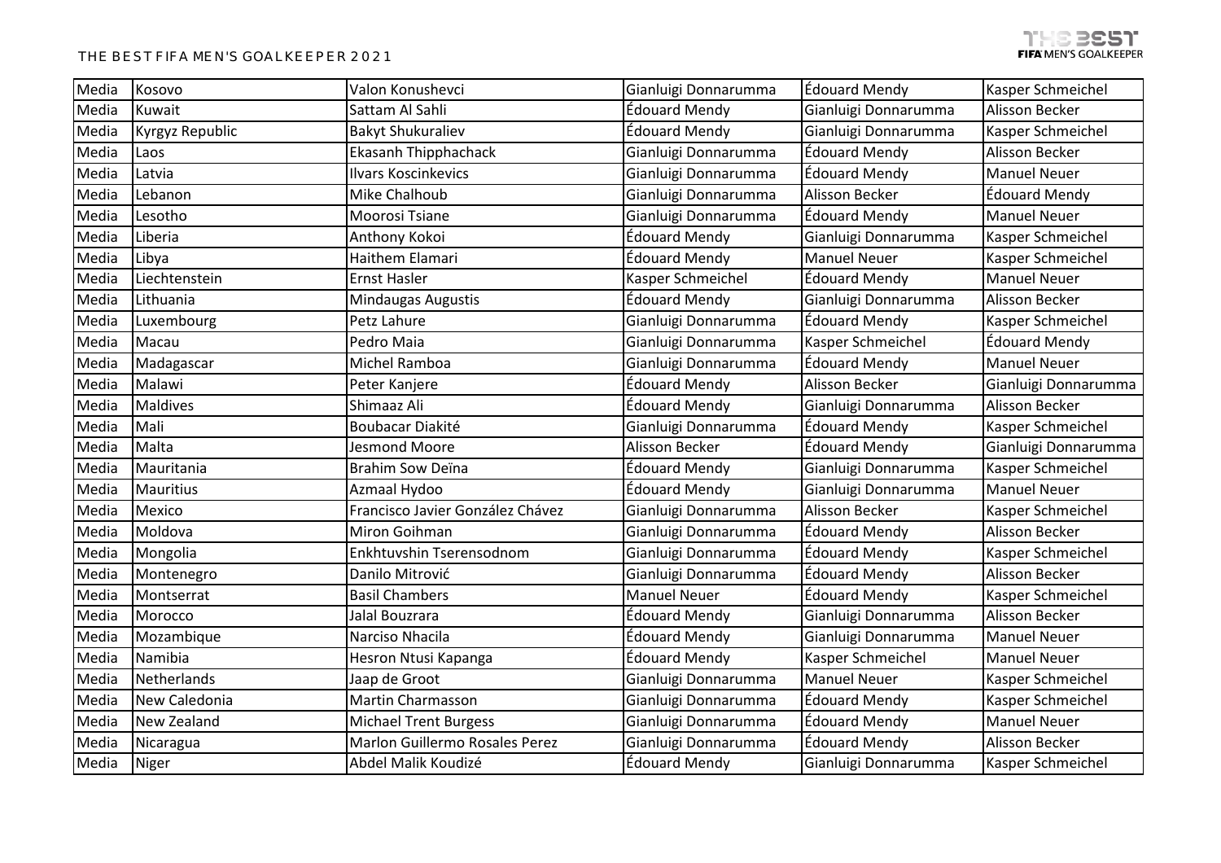| Media | Kosovo | Valon Konushevci | Gianluigi Donnarumma | Édouard Mendy | Kasper Schmeichel |
|---|---|---|---|---|---|
| Media | Kuwait | Sattam Al Sahli | Édouard Mendy | Gianluigi Donnarumma | Alisson Becker |
| Media | Kyrgyz Republic | Bakyt Shukuraliev | Édouard Mendy | Gianluigi Donnarumma | Kasper Schmeichel |
| Media | Laos | Ekasanh Thipphachack | Gianluigi Donnarumma | Édouard Mendy | Alisson Becker |
| Media | Latvia | Ilvars Koscinkevics | Gianluigi Donnarumma | Édouard Mendy | Manuel Neuer |
| Media | Lebanon | Mike Chalhoub | Gianluigi Donnarumma | Alisson Becker | Édouard Mendy |
| Media | Lesotho | Moorosi Tsiane | Gianluigi Donnarumma | Édouard Mendy | Manuel Neuer |
| Media | Liberia | Anthony Kokoi | Édouard Mendy | Gianluigi Donnarumma | Kasper Schmeichel |
| Media | Libya | Haithem Elamari | Édouard Mendy | Manuel Neuer | Kasper Schmeichel |
| Media | Liechtenstein | Ernst Hasler | Kasper Schmeichel | Édouard Mendy | Manuel Neuer |
| Media | Lithuania | Mindaugas Augustis | Édouard Mendy | Gianluigi Donnarumma | Alisson Becker |
| Media | Luxembourg | Petz Lahure | Gianluigi Donnarumma | Édouard Mendy | Kasper Schmeichel |
| Media | Macau | Pedro Maia | Gianluigi Donnarumma | Kasper Schmeichel | Édouard Mendy |
| Media | Madagascar | Michel Ramboa | Gianluigi Donnarumma | Édouard Mendy | Manuel Neuer |
| Media | Malawi | Peter Kanjere | Édouard Mendy | Alisson Becker | Gianluigi Donnarumma |
| Media | Maldives | Shimaaz Ali | Édouard Mendy | Gianluigi Donnarumma | Alisson Becker |
| Media | Mali | Boubacar Diakité | Gianluigi Donnarumma | Édouard Mendy | Kasper Schmeichel |
| Media | Malta | Jesmond Moore | Alisson Becker | Édouard Mendy | Gianluigi Donnarumma |
| Media | Mauritania | Brahim Sow Deïna | Édouard Mendy | Gianluigi Donnarumma | Kasper Schmeichel |
| Media | Mauritius | Azmaal Hydoo | Édouard Mendy | Gianluigi Donnarumma | Manuel Neuer |
| Media | Mexico | Francisco Javier González Chávez | Gianluigi Donnarumma | Alisson Becker | Kasper Schmeichel |
| Media | Moldova | Miron Goihman | Gianluigi Donnarumma | Édouard Mendy | Alisson Becker |
| Media | Mongolia | Enkhtuvshin Tserensodnom | Gianluigi Donnarumma | Édouard Mendy | Kasper Schmeichel |
| Media | Montenegro | Danilo Mitrović | Gianluigi Donnarumma | Édouard Mendy | Alisson Becker |
| Media | Montserrat | Basil Chambers | Manuel Neuer | Édouard Mendy | Kasper Schmeichel |
| Media | Morocco | Jalal Bouzrara | Édouard Mendy | Gianluigi Donnarumma | Alisson Becker |
| Media | Mozambique | Narciso Nhacila | Édouard Mendy | Gianluigi Donnarumma | Manuel Neuer |
| Media | Namibia | Hesron Ntusi Kapanga | Édouard Mendy | Kasper Schmeichel | Manuel Neuer |
| Media | Netherlands | Jaap de Groot | Gianluigi Donnarumma | Manuel Neuer | Kasper Schmeichel |
| Media | New Caledonia | Martin Charmasson | Gianluigi Donnarumma | Édouard Mendy | Kasper Schmeichel |
| Media | New Zealand | Michael Trent Burgess | Gianluigi Donnarumma | Édouard Mendy | Manuel Neuer |
| Media | Nicaragua | Marlon Guillermo Rosales Perez | Gianluigi Donnarumma | Édouard Mendy | Alisson Becker |
| Media | Niger | Abdel Malik Koudizé | Édouard Mendy | Gianluigi Donnarumma | Kasper Schmeichel |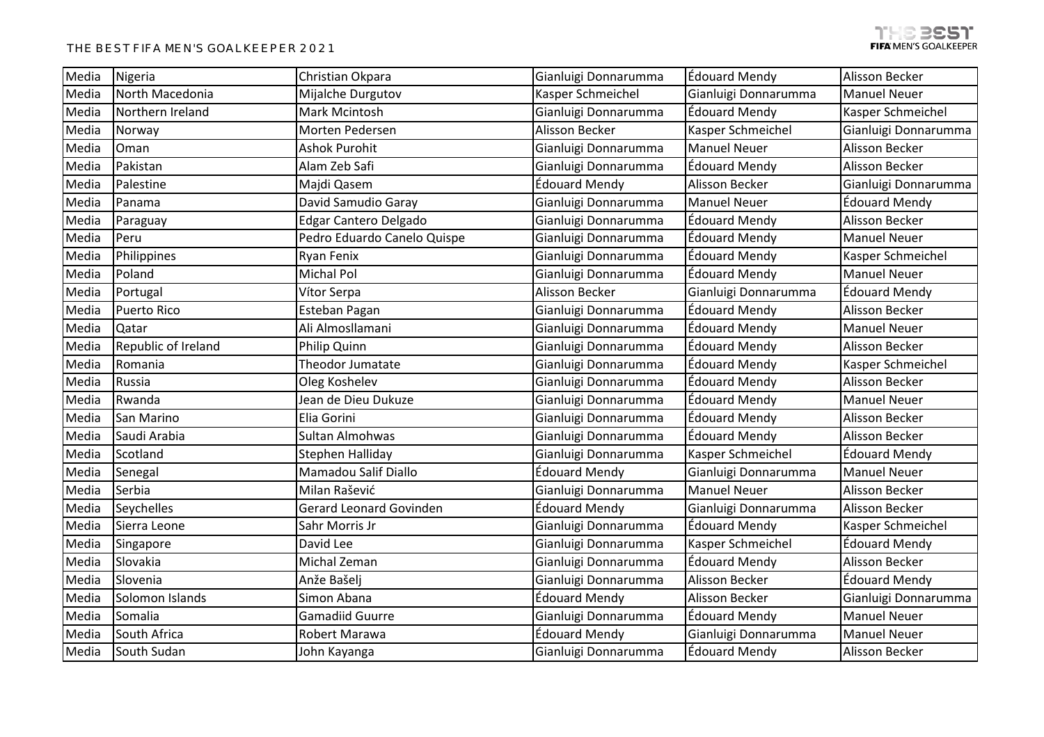# THE BEST FIFA MEN'S GOALKEEPER 2021

| Media | Nigeria | Christian Okpara | Gianluigi Donnarumma | Édouard Mendy | Alisson Becker |
|---|---|---|---|---|---|
| Media | North Macedonia | Mijalche Durgutov | Kasper Schmeichel | Gianluigi Donnarumma | Manuel Neuer |
| Media | Northern Ireland | Mark Mcintosh | Gianluigi Donnarumma | Édouard Mendy | Kasper Schmeichel |
| Media | Norway | Morten Pedersen | Alisson Becker | Kasper Schmeichel | Gianluigi Donnarumma |
| Media | Oman | Ashok Purohit | Gianluigi Donnarumma | Manuel Neuer | Alisson Becker |
| Media | Pakistan | Alam Zeb Safi | Gianluigi Donnarumma | Édouard Mendy | Alisson Becker |
| Media | Palestine | Majdi Qasem | Édouard Mendy | Alisson Becker | Gianluigi Donnarumma |
| Media | Panama | David Samudio Garay | Gianluigi Donnarumma | Manuel Neuer | Édouard Mendy |
| Media | Paraguay | Edgar Cantero Delgado | Gianluigi Donnarumma | Édouard Mendy | Alisson Becker |
| Media | Peru | Pedro Eduardo Canelo Quispe | Gianluigi Donnarumma | Édouard Mendy | Manuel Neuer |
| Media | Philippines | Ryan Fenix | Gianluigi Donnarumma | Édouard Mendy | Kasper Schmeichel |
| Media | Poland | Michal Pol | Gianluigi Donnarumma | Édouard Mendy | Manuel Neuer |
| Media | Portugal | Vítor Serpa | Alisson Becker | Gianluigi Donnarumma | Édouard Mendy |
| Media | Puerto Rico | Esteban Pagan | Gianluigi Donnarumma | Édouard Mendy | Alisson Becker |
| Media | Qatar | Ali Almosllamani | Gianluigi Donnarumma | Édouard Mendy | Manuel Neuer |
| Media | Republic of Ireland | Philip Quinn | Gianluigi Donnarumma | Édouard Mendy | Alisson Becker |
| Media | Romania | Theodor Jumatate | Gianluigi Donnarumma | Édouard Mendy | Kasper Schmeichel |
| Media | Russia | Oleg Koshelev | Gianluigi Donnarumma | Édouard Mendy | Alisson Becker |
| Media | Rwanda | Jean de Dieu Dukuze | Gianluigi Donnarumma | Édouard Mendy | Manuel Neuer |
| Media | San Marino | Elia Gorini | Gianluigi Donnarumma | Édouard Mendy | Alisson Becker |
| Media | Saudi Arabia | Sultan Almohwas | Gianluigi Donnarumma | Édouard Mendy | Alisson Becker |
| Media | Scotland | Stephen Halliday | Gianluigi Donnarumma | Kasper Schmeichel | Édouard Mendy |
| Media | Senegal | Mamadou Salif Diallo | Édouard Mendy | Gianluigi Donnarumma | Manuel Neuer |
| Media | Serbia | Milan Rašević | Gianluigi Donnarumma | Manuel Neuer | Alisson Becker |
| Media | Seychelles | Gerard Leonard Govinden | Édouard Mendy | Gianluigi Donnarumma | Alisson Becker |
| Media | Sierra Leone | Sahr Morris Jr | Gianluigi Donnarumma | Édouard Mendy | Kasper Schmeichel |
| Media | Singapore | David Lee | Gianluigi Donnarumma | Kasper Schmeichel | Édouard Mendy |
| Media | Slovakia | Michal Zeman | Gianluigi Donnarumma | Édouard Mendy | Alisson Becker |
| Media | Slovenia | Anže Bašelj | Gianluigi Donnarumma | Alisson Becker | Édouard Mendy |
| Media | Solomon Islands | Simon Abana | Édouard Mendy | Alisson Becker | Gianluigi Donnarumma |
| Media | Somalia | Gamadiid Guurre | Gianluigi Donnarumma | Édouard Mendy | Manuel Neuer |
| Media | South Africa | Robert Marawa | Édouard Mendy | Gianluigi Donnarumma | Manuel Neuer |
| Media | South Sudan | John Kayanga | Gianluigi Donnarumma | Édouard Mendy | Alisson Becker |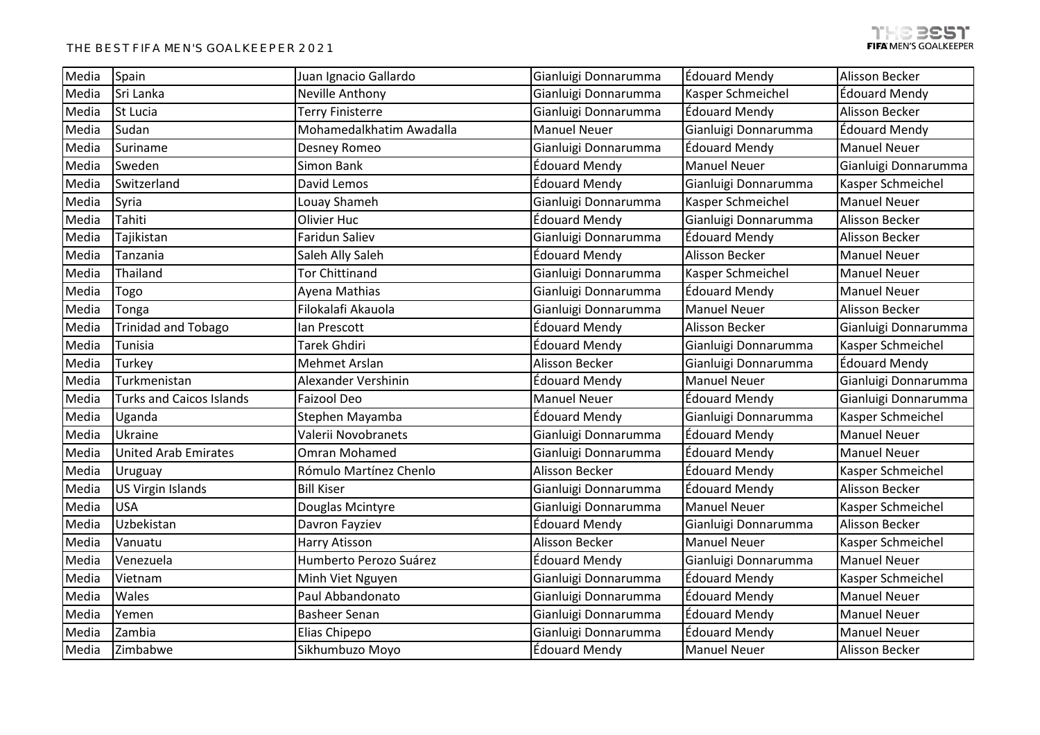# THE BEST FIFA MEN'S GOALKEEPER 2021

| Media | Spain | Juan Ignacio Gallardo | Gianluigi Donnarumma | Édouard Mendy | Alisson Becker |
|---|---|---|---|---|---|
| Media | Sri Lanka | Neville Anthony | Gianluigi Donnarumma | Kasper Schmeichel | Édouard Mendy |
| Media | St Lucia | Terry Finisterre | Gianluigi Donnarumma | Édouard Mendy | Alisson Becker |
| Media | Sudan | Mohamedalkhatim Awadalla | Manuel Neuer | Gianluigi Donnarumma | Édouard Mendy |
| Media | Suriname | Desney Romeo | Gianluigi Donnarumma | Édouard Mendy | Manuel Neuer |
| Media | Sweden | Simon Bank | Édouard Mendy | Manuel Neuer | Gianluigi Donnarumma |
| Media | Switzerland | David Lemos | Édouard Mendy | Gianluigi Donnarumma | Kasper Schmeichel |
| Media | Syria | Louay Shameh | Gianluigi Donnarumma | Kasper Schmeichel | Manuel Neuer |
| Media | Tahiti | Olivier Huc | Édouard Mendy | Gianluigi Donnarumma | Alisson Becker |
| Media | Tajikistan | Faridun Saliev | Gianluigi Donnarumma | Édouard Mendy | Alisson Becker |
| Media | Tanzania | Saleh Ally Saleh | Édouard Mendy | Alisson Becker | Manuel Neuer |
| Media | Thailand | Tor Chittinand | Gianluigi Donnarumma | Kasper Schmeichel | Manuel Neuer |
| Media | Togo | Ayena Mathias | Gianluigi Donnarumma | Édouard Mendy | Manuel Neuer |
| Media | Tonga | Filokalafi Akauola | Gianluigi Donnarumma | Manuel Neuer | Alisson Becker |
| Media | Trinidad and Tobago | Ian Prescott | Édouard Mendy | Alisson Becker | Gianluigi Donnarumma |
| Media | Tunisia | Tarek Ghdiri | Édouard Mendy | Gianluigi Donnarumma | Kasper Schmeichel |
| Media | Turkey | Mehmet Arslan | Alisson Becker | Gianluigi Donnarumma | Édouard Mendy |
| Media | Turkmenistan | Alexander Vershinin | Édouard Mendy | Manuel Neuer | Gianluigi Donnarumma |
| Media | Turks and Caicos Islands | Faizool Deo | Manuel Neuer | Édouard Mendy | Gianluigi Donnarumma |
| Media | Uganda | Stephen Mayamba | Édouard Mendy | Gianluigi Donnarumma | Kasper Schmeichel |
| Media | Ukraine | Valerii Novobranets | Gianluigi Donnarumma | Édouard Mendy | Manuel Neuer |
| Media | United Arab Emirates | Omran Mohamed | Gianluigi Donnarumma | Édouard Mendy | Manuel Neuer |
| Media | Uruguay | Rómulo Martínez Chenlo | Alisson Becker | Édouard Mendy | Kasper Schmeichel |
| Media | US Virgin Islands | Bill Kiser | Gianluigi Donnarumma | Édouard Mendy | Alisson Becker |
| Media | USA | Douglas Mcintyre | Gianluigi Donnarumma | Manuel Neuer | Kasper Schmeichel |
| Media | Uzbekistan | Davron Fayziev | Édouard Mendy | Gianluigi Donnarumma | Alisson Becker |
| Media | Vanuatu | Harry Atisson | Alisson Becker | Manuel Neuer | Kasper Schmeichel |
| Media | Venezuela | Humberto Perozo Suárez | Édouard Mendy | Gianluigi Donnarumma | Manuel Neuer |
| Media | Vietnam | Minh Viet Nguyen | Gianluigi Donnarumma | Édouard Mendy | Kasper Schmeichel |
| Media | Wales | Paul Abbandonato | Gianluigi Donnarumma | Édouard Mendy | Manuel Neuer |
| Media | Yemen | Basheer Senan | Gianluigi Donnarumma | Édouard Mendy | Manuel Neuer |
| Media | Zambia | Elias Chipepo | Gianluigi Donnarumma | Édouard Mendy | Manuel Neuer |
| Media | Zimbabwe | Sikhumbuzo Moyo | Édouard Mendy | Manuel Neuer | Alisson Becker |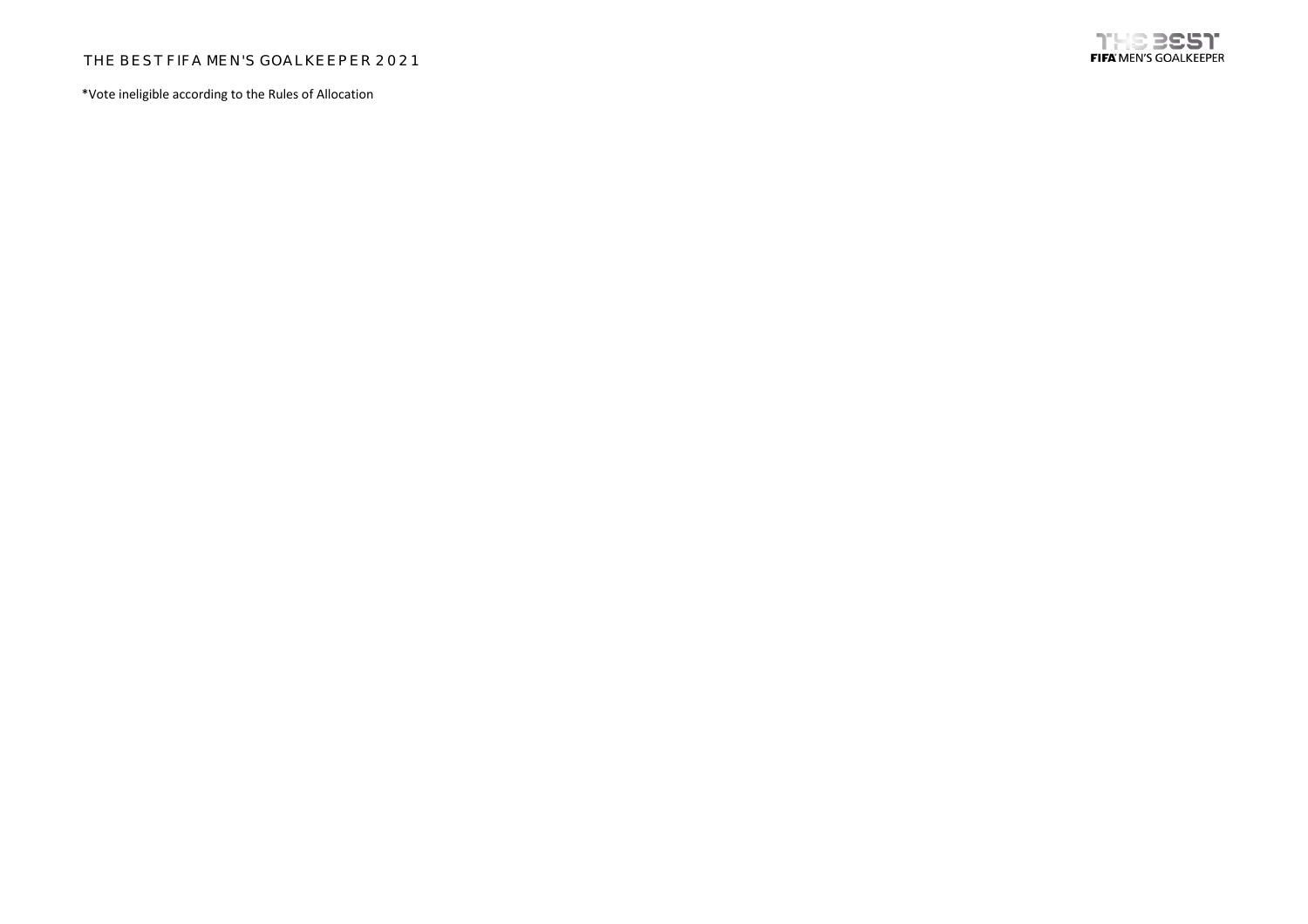*Vote ineligible according to the Rules of Allocation